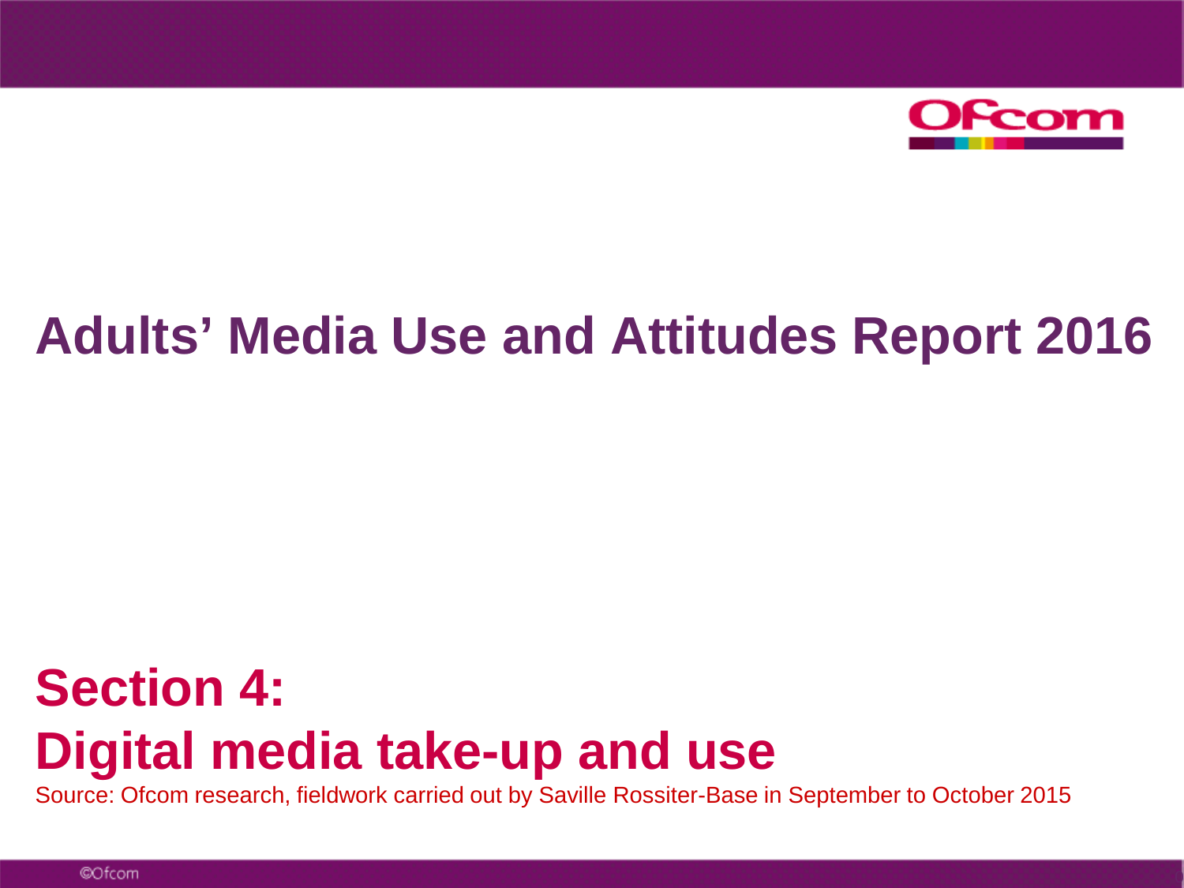# Adults' Media Use and Attitudes Report 2016

## Section 4:
## Digital media take-up and use

Source: Ofcom research, fieldwork carried out by Saville Rossiter-Base in September to October 2015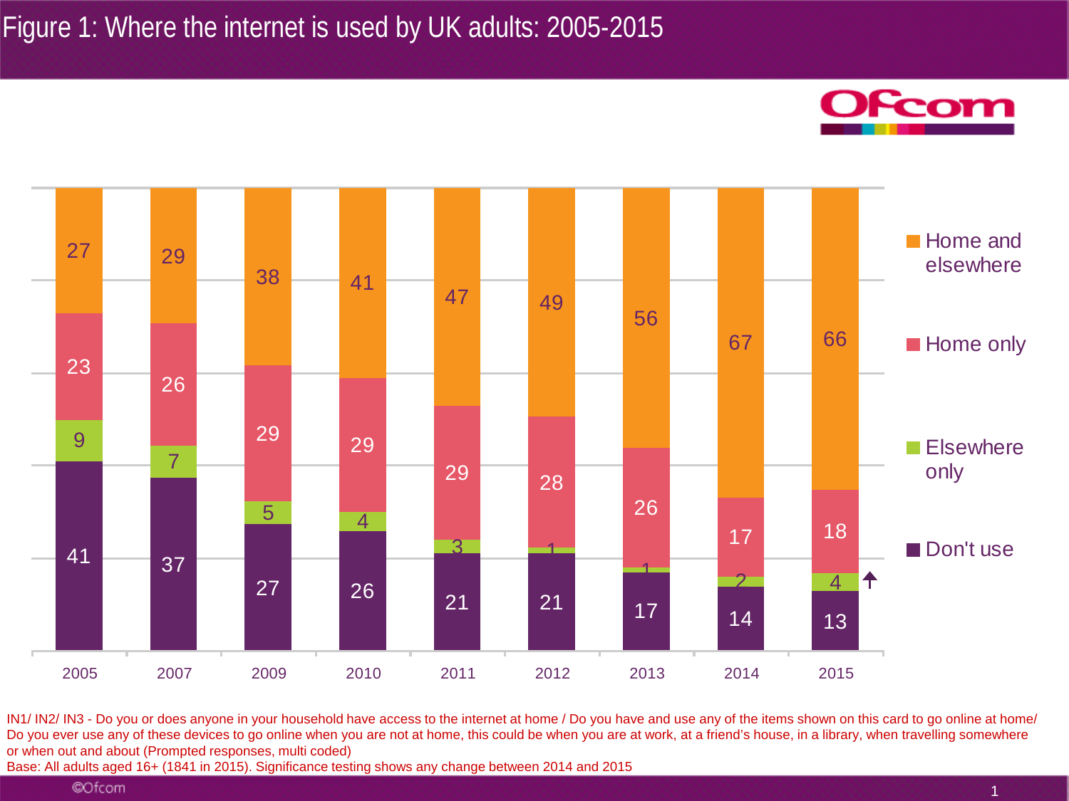# Figure 1: Where the internet is used by UK adults: 2005-2015

Home and elsewhere
Home only
Elsewhere only
Don't use

2005: 27, 23, 9, 41
2007: 29, 26, 7, 37
2009: 38, 29, 5, 27
2010: 41, 29, 4, 26
2011: 47, 29, 3, 21
2012: 49, 28, 1, 21
2013: 56, 26, 1, 17
2014: 67, 17, 2, 14
2015: 66, 18, 4, 13

IN1/ IN2/ IN3 - Do you or does anyone in your household have access to the internet at home / Do you have and use any of the items shown on this card to go online at home/ Do you ever use any of these devices to go online when you are not at home, this could be when you are at work, at a friend's house, in a library, when travelling somewhere or when out and about (Prompted responses, multi coded)
Base: All adults aged 16+ (1841 in 2015). Significance testing shows any change between 2014 and 2015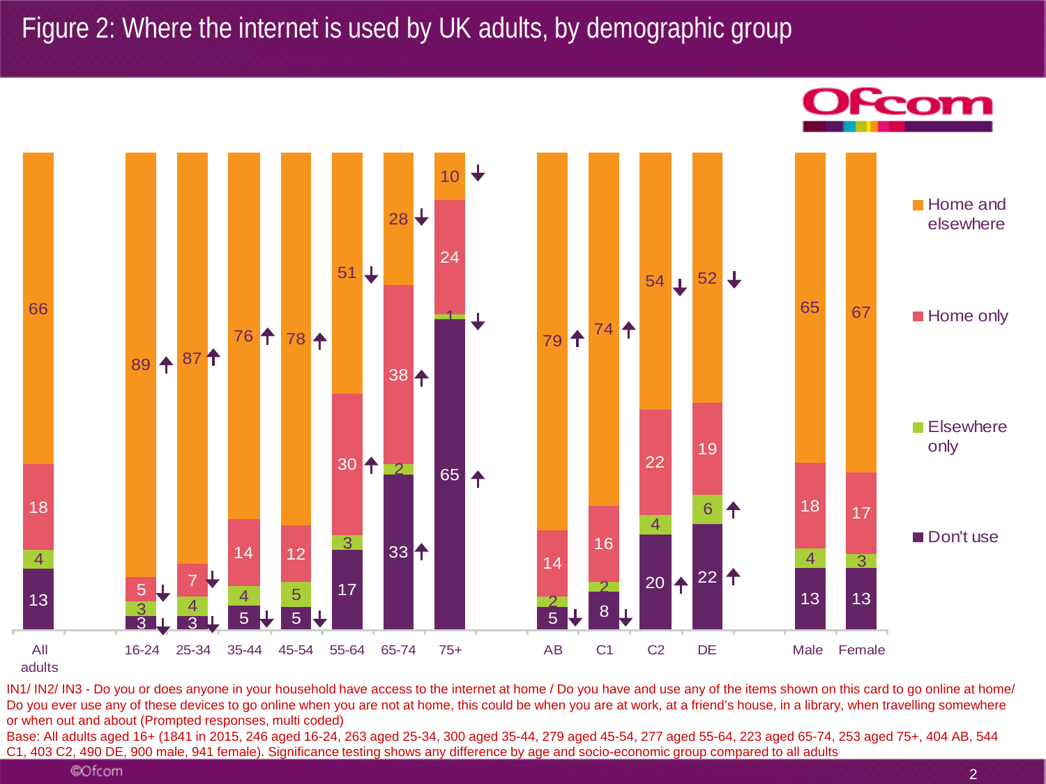# Figure 2: Where the internet is used by UK adults, by demographic group

Home and elsewhere

Home only

Elsewhere only

Don't use

All adults: 66, 18, 4, 13

16-24: 89, 5, 3, 3

25-34: 87, 7, 4, 3

35-44: 76, 14, 4, 5

45-54: 78, 12, 5, 5

55-64: 51, 30, 3, 17

65-74: 28, 38, 2, 33

75+: 10, 24, 1, 65

AB: 79, 14, 2, 5

C1: 74, 16, 2, 8

C2: 54, 22, 4, 20

DE: 52, 19, 6, 22

Male: 65, 18, 4, 13

Female: 67, 17, 3, 13

IN1/ IN2/ IN3 - Do you or does anyone in your household have access to the internet at home / Do you have and use any of the items shown on this card to go online at home/ Do you ever use any of these devices to go online when you are not at home, this could be when you are at work, at a friend's house, in a library, when travelling somewhere or when out and about (Prompted responses, multi coded)

Base: All adults aged 16+ (1841 in 2015, 246 aged 16-24, 263 aged 25-34, 300 aged 35-44, 279 aged 45-54, 277 aged 55-64, 223 aged 65-74, 253 aged 75+, 404 AB, 544 C1, 403 C2, 490 DE, 900 male, 941 female). Significance testing shows any difference by age and socio-economic group compared to all adults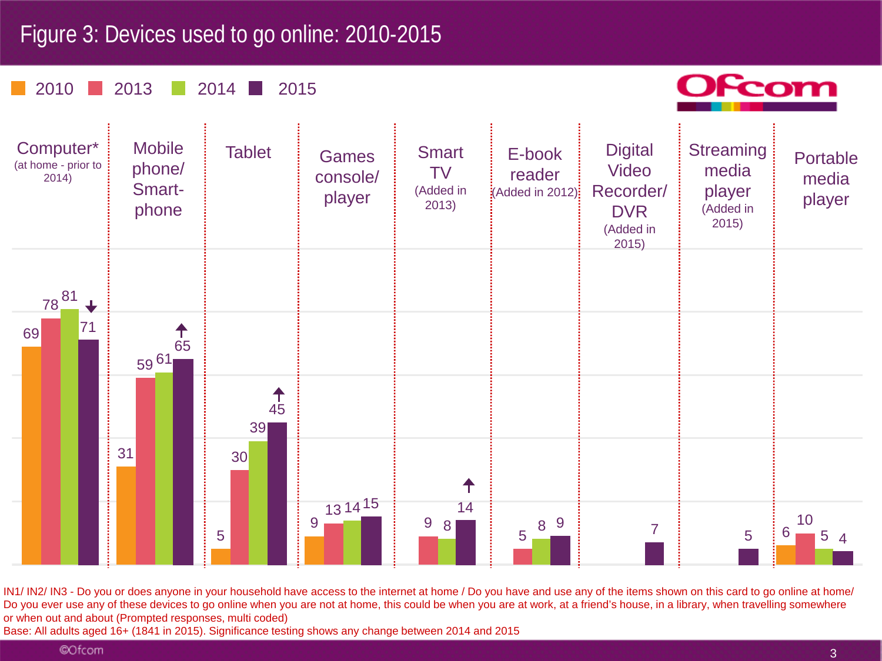# Figure 3: Devices used to go online: 2010-2015

2010 2013 2014 2015

Computer* (at home - prior to 2014)
69 78 81 71

Mobile phone/ Smart-phone
31 59 61 65

Tablet
5 30 39 45

Games console/ player
9 13 14 15

Smart TV (Added in 2013)
9 8 14

E-book reader (Added in 2012)
5 8 9

Digital Video Recorder/ DVR (Added in 2015)
7

Streaming media player (Added in 2015)
5

Portable media player
6 10 5 4

IN1/ IN2/ IN3 - Do you or does anyone in your household have access to the internet at home / Do you have and use any of the items shown on this card to go online at home/ Do you ever use any of these devices to go online when you are not at home, this could be when you are at work, at a friend's house, in a library, when travelling somewhere or when out and about (Prompted responses, multi coded)

Base: All adults aged 16+ (1841 in 2015). Significance testing shows any change between 2014 and 2015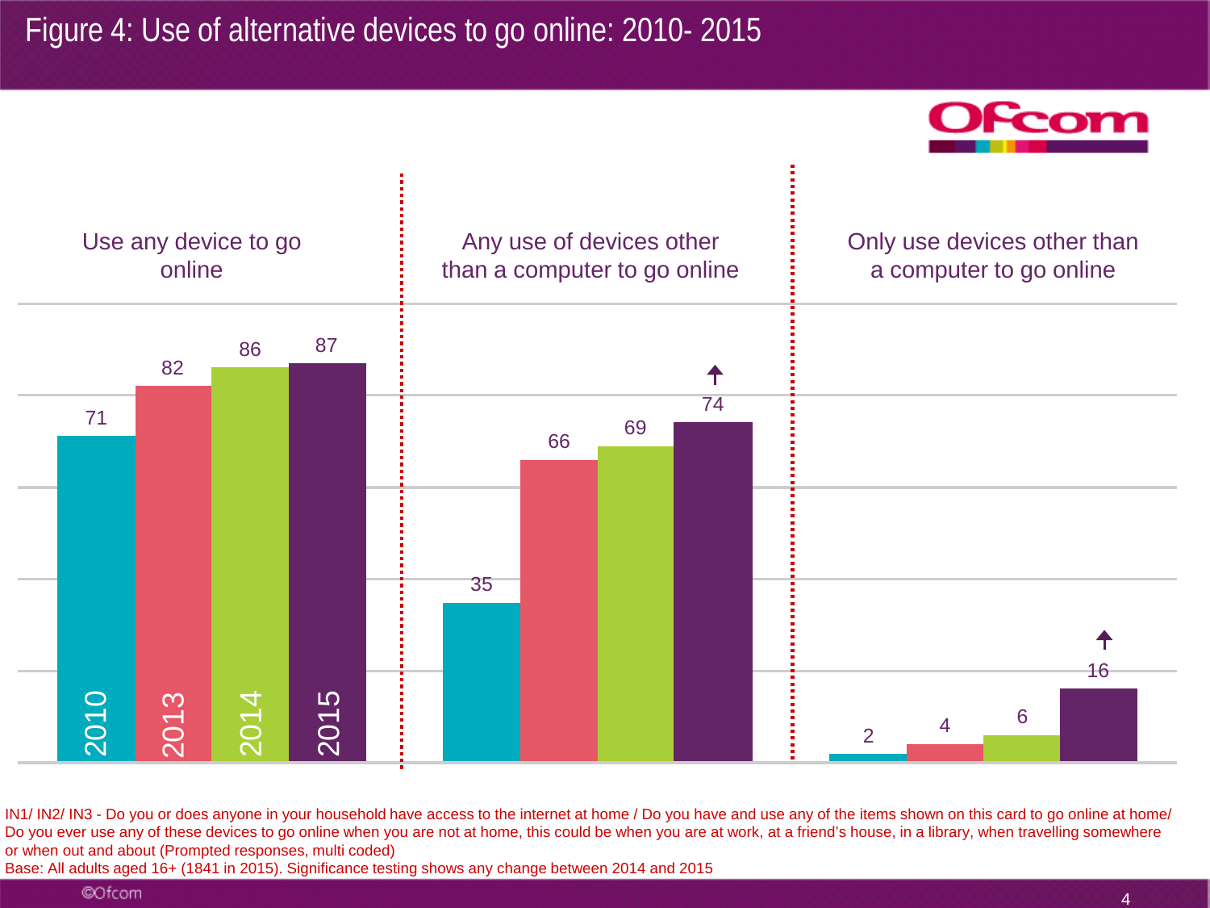# Figure 4: Use of alternative devices to go online: 2010- 2015

Use any device to go online

71
82
86
87

2010
2013
2014
2015

Any use of devices other than a computer to go online

35
66
69
74

Only use devices other than a computer to go online

2
4
6
16

IN1/ IN2/ IN3 - Do you or does anyone in your household have access to the internet at home / Do you have and use any of the items shown on this card to go online at home/ Do you ever use any of these devices to go online when you are not at home, this could be when you are at work, at a friend's house, in a library, when travelling somewhere or when out and about (Prompted responses, multi coded)

Base: All adults aged 16+ (1841 in 2015). Significance testing shows any change between 2014 and 2015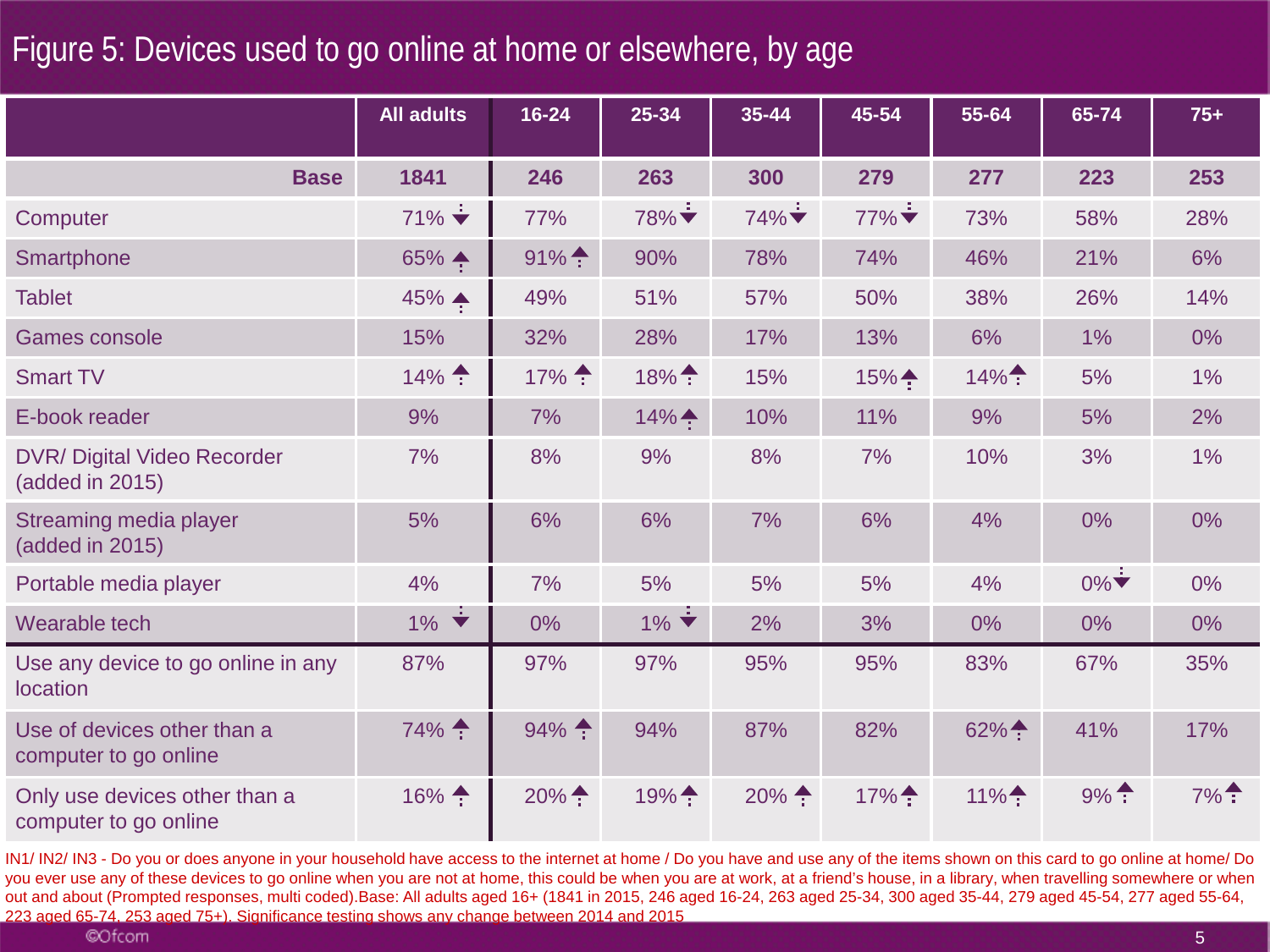# Figure 5: Devices used to go online at home or elsewhere, by age

| | All adults | 16-24 | 25-34 | 35-44 | 45-54 | 55-64 | 65-74 | 75+ |
|---|---|---|---|---|---|---|---|---|
| **Base** | **1841** | **246** | **263** | **300** | **279** | **277** | **223** | **253** |
| Computer | 71% ↓ | 77% | 78% ↓ | 74% ↓ | 77% ↓ | 73% | 58% | 28% |
| Smartphone | 65% ↑ | 91% ↑ | 90% | 78% | 74% | 46% | 21% | 6% |
| Tablet | 45% ↑ | 49% | 51% | 57% | 50% | 38% | 26% | 14% |
| Games console | 15% | 32% | 28% | 17% | 13% | 6% | 1% | 0% |
| Smart TV | 14% ↑ | 17% ↑ | 18% ↑ | 15% | 15% ↑ | 14% ↑ | 5% | 1% |
| E-book reader | 9% | 7% | 14% ↑ | 10% | 11% | 9% | 5% | 2% |
| DVR/ Digital Video Recorder (added in 2015) | 7% | 8% | 9% | 8% | 7% | 10% | 3% | 1% |
| Streaming media player (added in 2015) | 5% | 6% | 6% | 7% | 6% | 4% | 0% | 0% |
| Portable media player | 4% | 7% | 5% | 5% | 5% | 4% | 0% ↓ | 0% |
| Wearable tech | 1% ↓ | 0% | 1% ↓ | 2% | 3% | 0% | 0% | 0% |
| Use any device to go online in any location | 87% | 97% | 97% | 95% | 95% | 83% | 67% | 35% |
| Use of devices other than a computer to go online | 74% ↑ | 94% ↑ | 94% | 87% | 82% | 62% ↑ | 41% | 17% |
| Only use devices other than a computer to go online | 16% ↑ | 20% ↑ | 19% ↑ | 20% ↑ | 17% ↑ | 11% ↑ | 9% ↑ | 7% ↑ |

IN1/ IN2/ IN3 - Do you or does anyone in your household have access to the internet at home / Do you have and use any of the items shown on this card to go online at home/ Do you ever use any of these devices to go online when you are not at home, this could be when you are at work, at a friend's house, in a library, when travelling somewhere or when out and about (Prompted responses, multi coded).Base: All adults aged 16+ (1841 in 2015, 246 aged 16-24, 263 aged 25-34, 300 aged 35-44, 279 aged 45-54, 277 aged 55-64, 223 aged 65-74, 253 aged 75+). Significance testing shows any change between 2014 and 2015

©Ofcom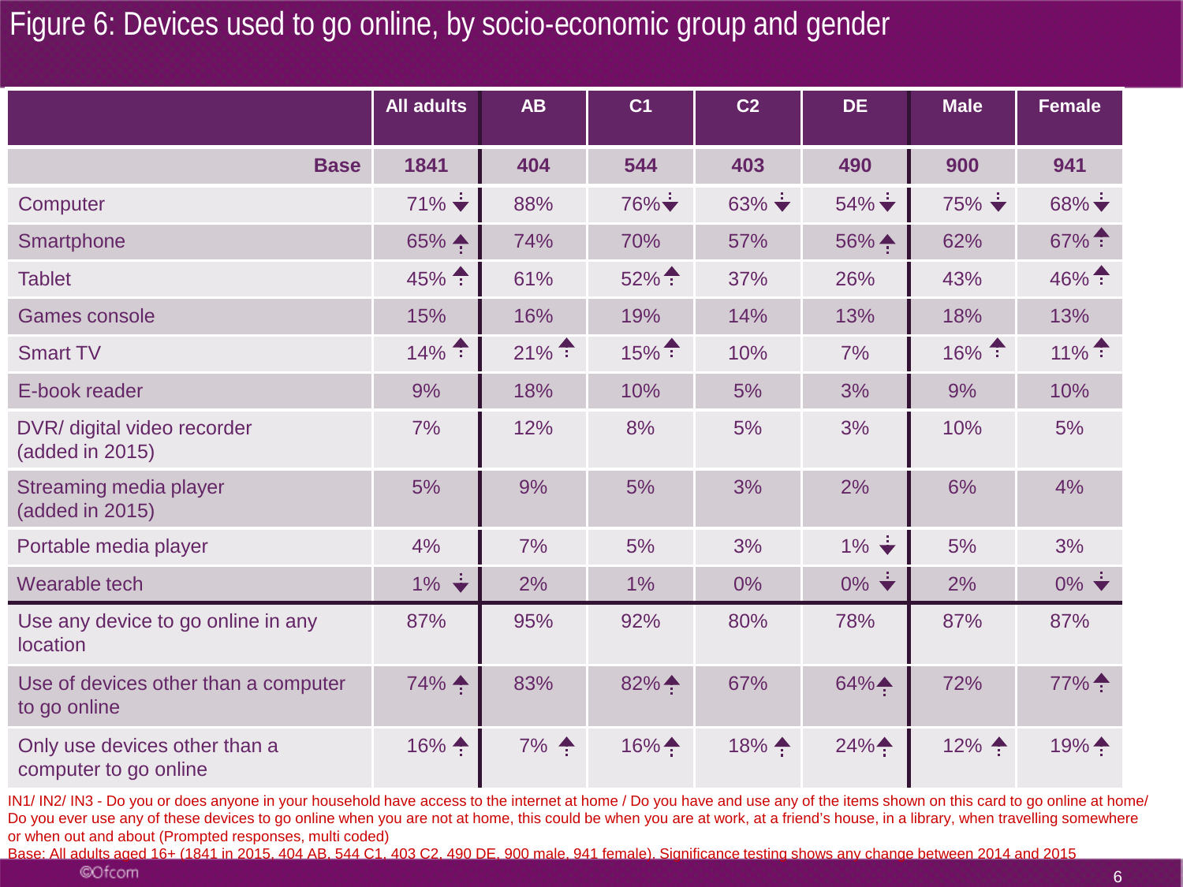# Figure 6: Devices used to go online, by socio-economic group and gender

| | All adults | AB | C1 | C2 | DE | Male | Female |
|---|---|---|---|---|---|---|---|
| **Base** | **1841** | **404** | **544** | **403** | **490** | **900** | **941** |
| Computer | 71% ↓ | 88% | 76% ↓ | 63% ↓ | 54% ↓ | 75% ↓ | 68% ↓ |
| Smartphone | 65% ↑ | 74% | 70% | 57% | 56% ↑ | 62% | 67% ↑ |
| Tablet | 45% ↑ | 61% | 52% ↑ | 37% | 26% | 43% | 46% ↑ |
| Games console | 15% | 16% | 19% | 14% | 13% | 18% | 13% |
| Smart TV | 14% ↑ | 21% ↑ | 15% ↑ | 10% | 7% | 16% ↑ | 11% ↑ |
| E-book reader | 9% | 18% | 10% | 5% | 3% | 9% | 10% |
| DVR/ digital video recorder (added in 2015) | 7% | 12% | 8% | 5% | 3% | 10% | 5% |
| Streaming media player (added in 2015) | 5% | 9% | 5% | 3% | 2% | 6% | 4% |
| Portable media player | 4% | 7% | 5% | 3% | 1% ↓ | 5% | 3% |
| Wearable tech | 1% ↓ | 2% | 1% | 0% | 0% ↓ | 2% | 0% ↓ |
| Use any device to go online in any location | 87% | 95% | 92% | 80% | 78% | 87% | 87% |
| Use of devices other than a computer to go online | 74% ↑ | 83% | 82% ↑ | 67% | 64% ↑ | 72% | 77% ↑ |
| Only use devices other than a computer to go online | 16% ↑ | 7% ↑ | 16% ↑ | 18% ↑ | 24% ↑ | 12% ↑ | 19% ↑ |

IN1/ IN2/ IN3 - Do you or does anyone in your household have access to the internet at home / Do you have and use any of the items shown on this card to go online at home/ Do you ever use any of these devices to go online when you are not at home, this could be when you are at work, at a friend's house, in a library, when travelling somewhere or when out and about (Prompted responses, multi coded)

Base: All adults aged 16+ (1841 in 2015, 404 AB, 544 C1, 403 C2, 490 DE, 900 male, 941 female). Significance testing shows any change between 2014 and 2015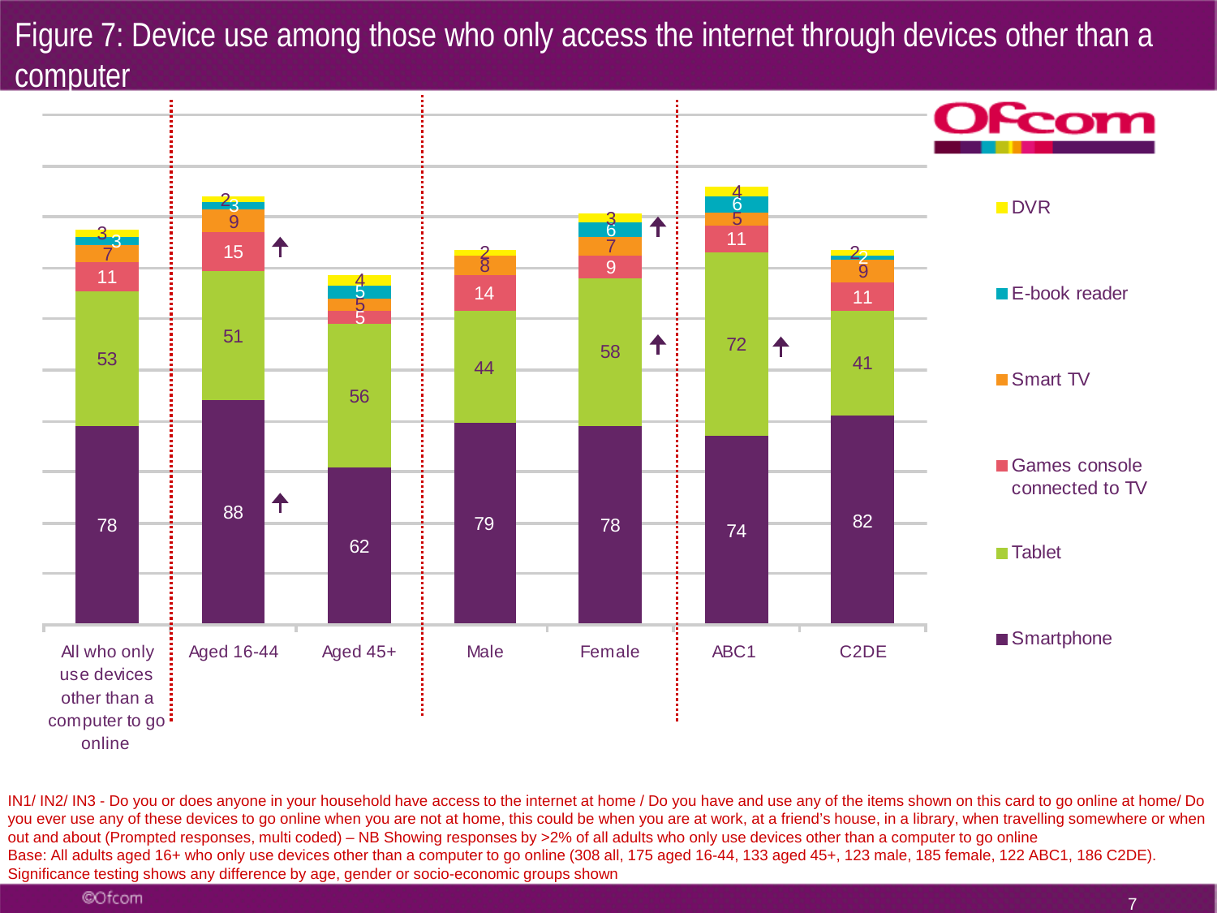# Figure 7: Device use among those who only access the internet through devices other than a computer

All who only use devices other than a computer to go online: 78, 53, 11, 7, 3, 3

Aged 16-44: 88, 51, 15, 9, 3, 2

Aged 45+: 62, 56, 5, 5, 5, 4

Male: 79, 44, 14, 8, 2

Female: 78, 58, 9, 7, 6, 3

ABC1: 74, 72, 11, 5, 6, 4

C2DE: 82, 41, 11, 9, 2, 2

DVR

E-book reader

Smart TV

Games console connected to TV

Tablet

Smartphone

IN1/ IN2/ IN3 - Do you or does anyone in your household have access to the internet at home / Do you have and use any of the items shown on this card to go online at home/ Do you ever use any of these devices to go online when you are not at home, this could be when you are at work, at a friend's house, in a library, when travelling somewhere or when out and about (Prompted responses, multi coded) – NB Showing responses by >2% of all adults who only use devices other than a computer to go online
Base: All adults aged 16+ who only use devices other than a computer to go online (308 all, 175 aged 16-44, 133 aged 45+, 123 male, 185 female, 122 ABC1, 186 C2DE).
Significance testing shows any difference by age, gender or socio-economic groups shown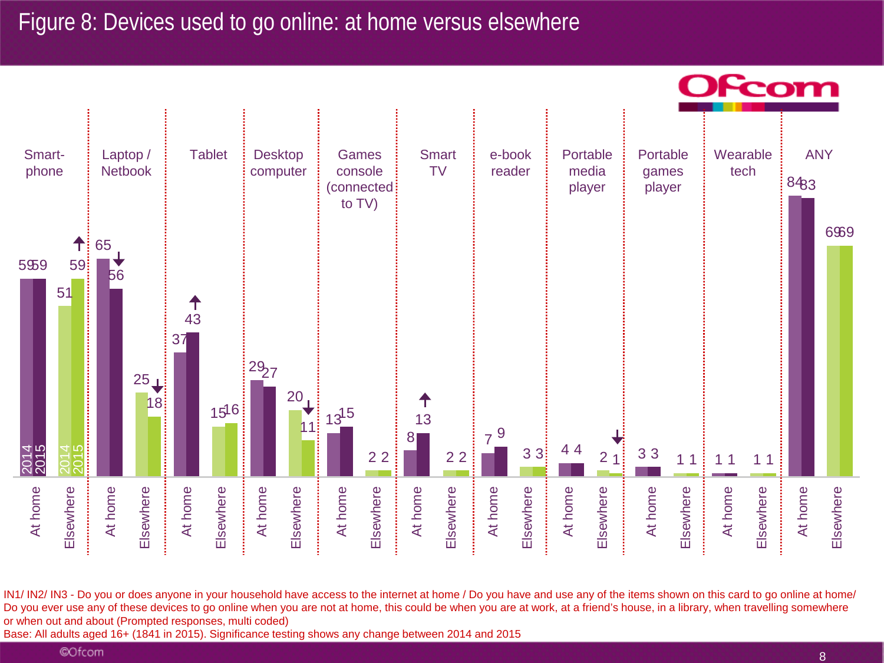# Figure 8: Devices used to go online: at home versus elsewhere

Ofcom

Smart-phone
59 59
51 59
2014 2015
2014 2015

Laptop / Netbook
65 56
25 18

Tablet
37 43
15 16

Desktop computer
29 27
20 11

Games console (connected to TV)
13 15
2 2

Smart TV
8 13
2 2

e-book reader
7 9
3 3

Portable media player
4 4
2 1

Portable games player
3 3
1 1

Wearable tech
1 1
1 1

ANY
84 83
69 69

At home
Elsewhere

IN1/ IN2/ IN3 - Do you or does anyone in your household have access to the internet at home / Do you have and use any of the items shown on this card to go online at home/ Do you ever use any of these devices to go online when you are not at home, this could be when you are at work, at a friend's house, in a library, when travelling somewhere or when out and about (Prompted responses, multi coded)
Base: All adults aged 16+ (1841 in 2015). Significance testing shows any change between 2014 and 2015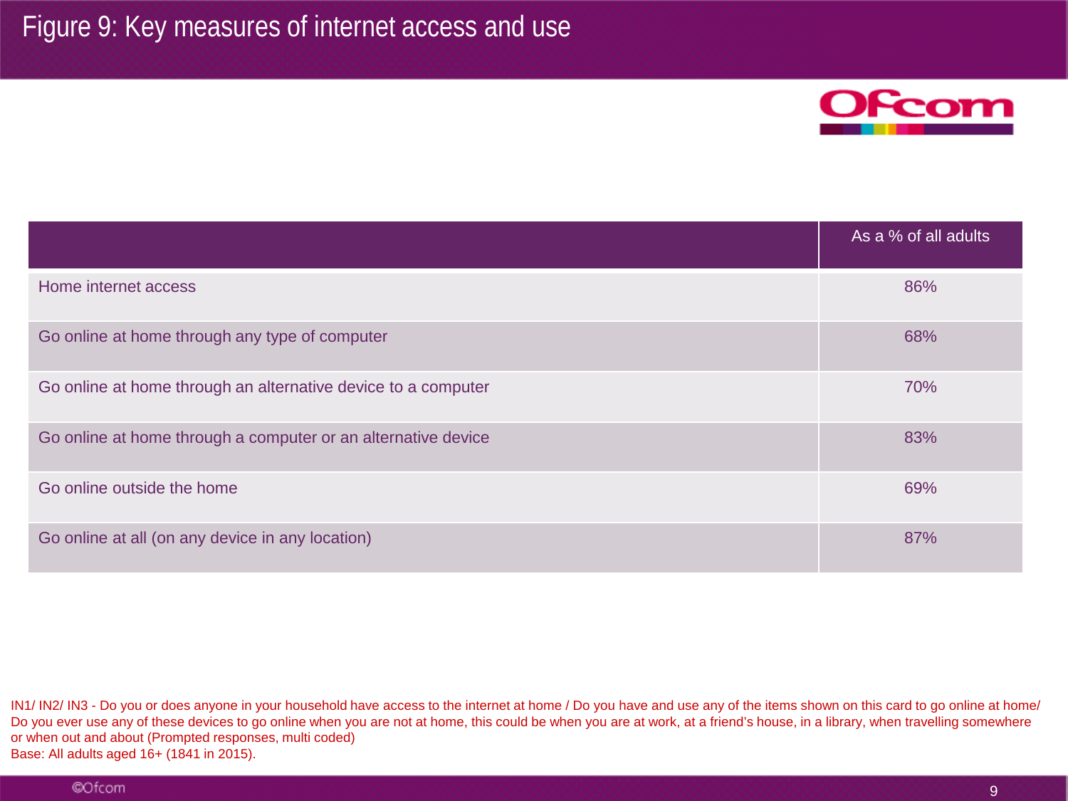# Figure 9: Key measures of internet access and use

| | As a % of all adults |
|---|---|
| Home internet access | 86% |
| Go online at home through any type of computer | 68% |
| Go online at home through an alternative device to a computer | 70% |
| Go online at home through a computer or an alternative device | 83% |
| Go online outside the home | 69% |
| Go online at all (on any device in any location) | 87% |

IN1/ IN2/ IN3 - Do you or does anyone in your household have access to the internet at home / Do you have and use any of the items shown on this card to go online at home/ Do you ever use any of these devices to go online when you are not at home, this could be when you are at work, at a friend's house, in a library, when travelling somewhere or when out and about (Prompted responses, multi coded)
Base: All adults aged 16+ (1841 in 2015).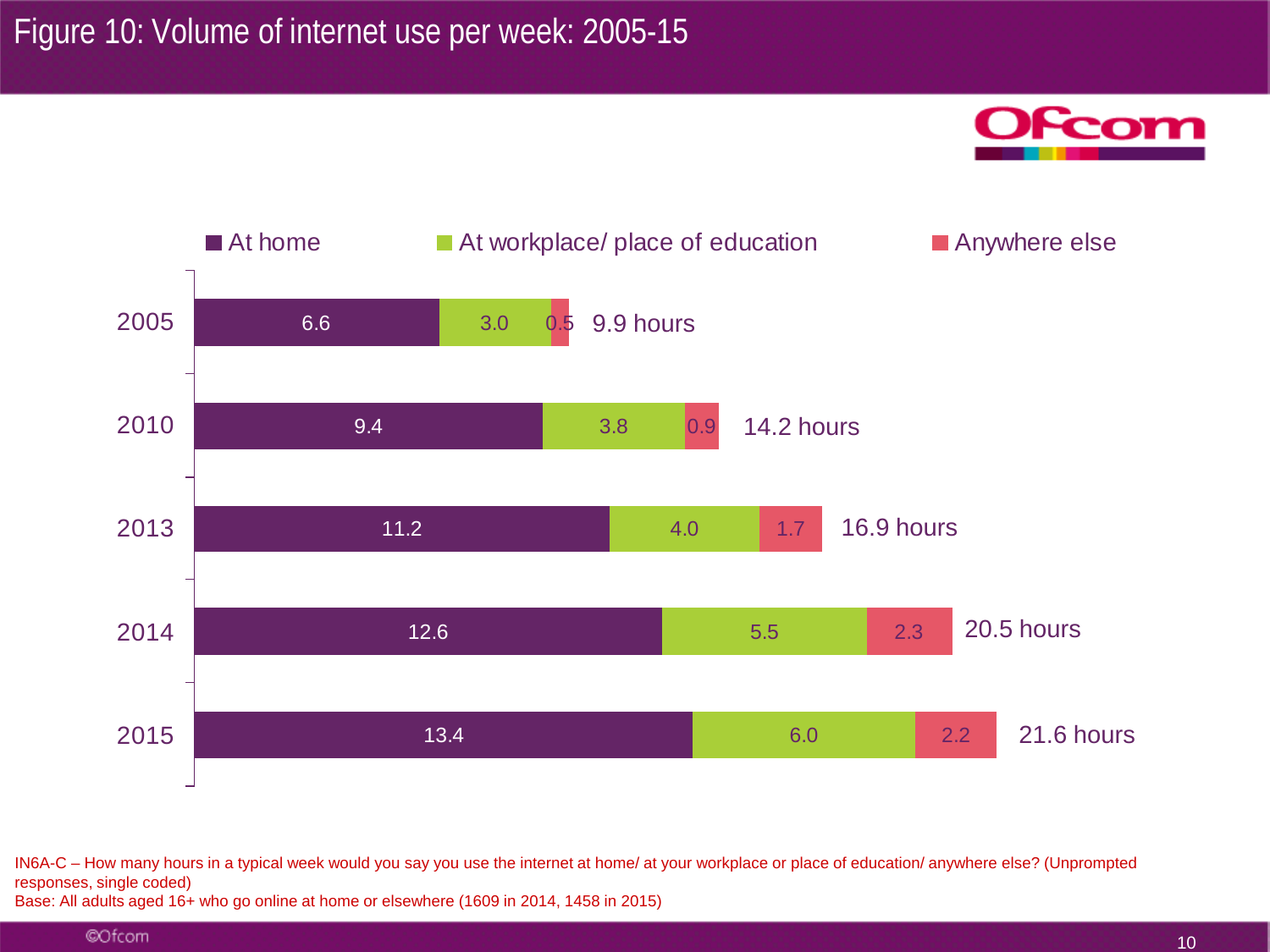# Figure 10: Volume of internet use per week: 2005-15

At home
At workplace/ place of education
Anywhere else

2005
6.6
3.0
0.5
9.9 hours

2010
9.4
3.8
0.9
14.2 hours

2013
11.2
4.0
1.7
16.9 hours

2014
12.6
5.5
2.3
20.5 hours

2015
13.4
6.0
2.2
21.6 hours

IN6A-C – How many hours in a typical week would you say you use the internet at home/ at your workplace or place of education/ anywhere else? (Unprompted responses, single coded)
Base: All adults aged 16+ who go online at home or elsewhere (1609 in 2014, 1458 in 2015)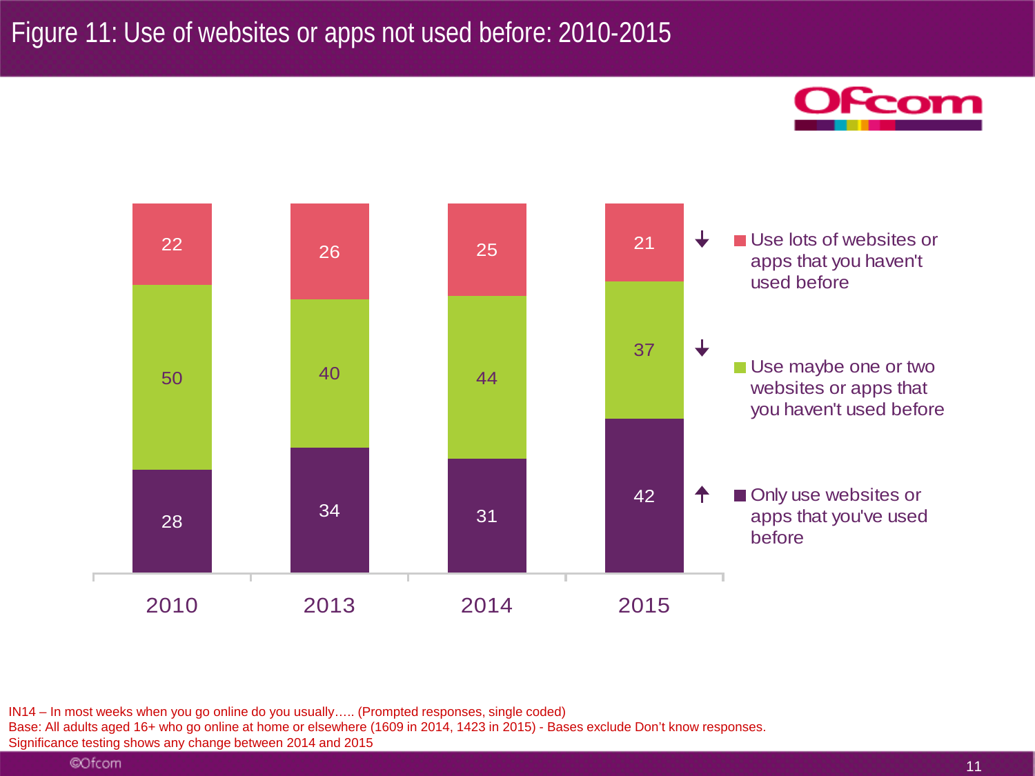# Figure 11: Use of websites or apps not used before: 2010-2015

2010: 22, 50, 28

2013: 26, 40, 34

2014: 25, 44, 31

2015: 21, 37, 42

Use lots of websites or apps that you haven't used before

Use maybe one or two websites or apps that you haven't used before

Only use websites or apps that you've used before

IN14 – In most weeks when you go online do you usually….. (Prompted responses, single coded)
Base: All adults aged 16+ who go online at home or elsewhere (1609 in 2014, 1423 in 2015) - Bases exclude Don't know responses.
Significance testing shows any change between 2014 and 2015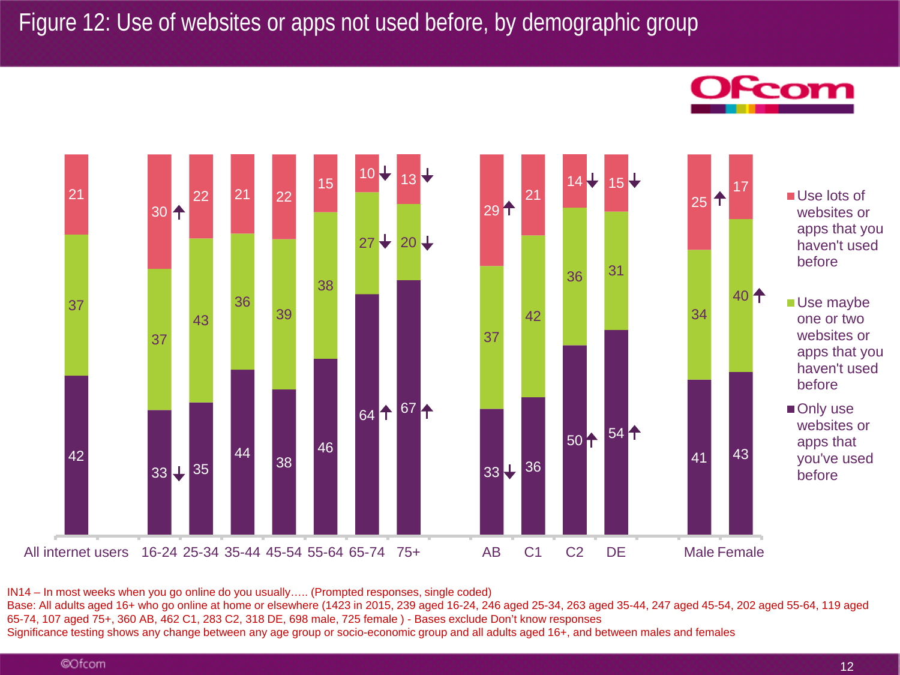# Figure 12: Use of websites or apps not used before, by demographic group

Use lots of websites or apps that you haven't used before
Use maybe one or two websites or apps that you haven't used before
Only use websites or apps that you've used before

All internet users: 21, 37, 42
16-24: 30, 37, 33
25-34: 22, 43, 35
35-44: 21, 36, 44
45-54: 22, 39, 38
55-64: 15, 38, 46
65-74: 10, 27, 64
75+: 13, 20, 67
AB: 29, 37, 33
C1: 21, 42, 36
C2: 14, 36, 50
DE: 15, 31, 54
Male: 25, 34, 41
Female: 17, 40, 43

IN14 – In most weeks when you go online do you usually….. (Prompted responses, single coded)
Base: All adults aged 16+ who go online at home or elsewhere (1423 in 2015, 239 aged 16-24, 246 aged 25-34, 263 aged 35-44, 247 aged 45-54, 202 aged 55-64, 119 aged 65-74, 107 aged 75+, 360 AB, 462 C1, 283 C2, 318 DE, 698 male, 725 female ) - Bases exclude Don't know responses
Significance testing shows any change between any age group or socio-economic group and all adults aged 16+, and between males and females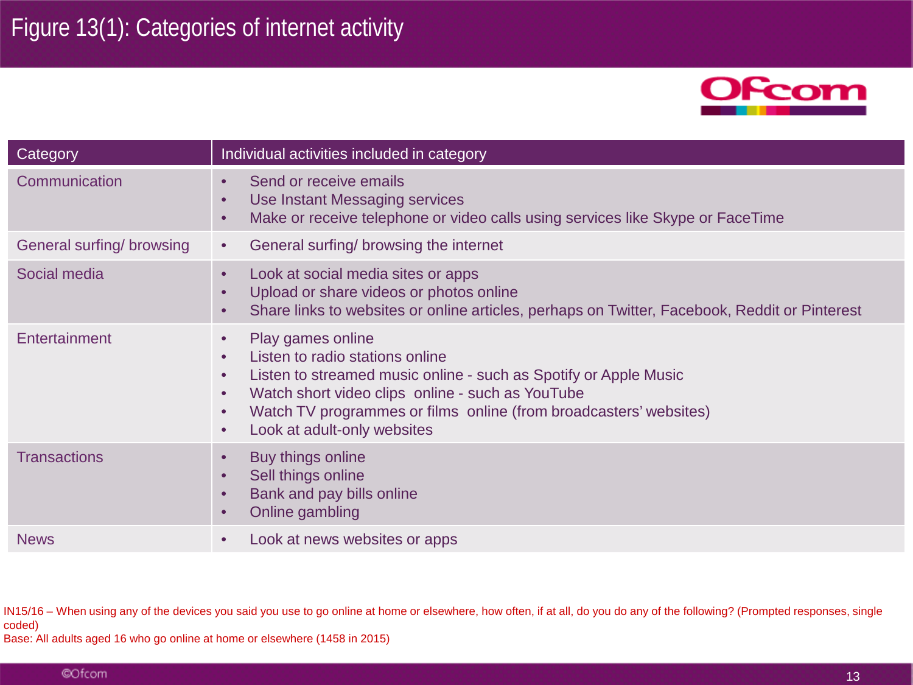# Figure 13(1): Categories of internet activity

| Category | Individual activities included in category |
|---|---|
| Communication | • Send or receive emails<br>• Use Instant Messaging services<br>• Make or receive telephone or video calls using services like Skype or FaceTime |
| General surfing/ browsing | • General surfing/ browsing the internet |
| Social media | • Look at social media sites or apps<br>• Upload or share videos or photos online<br>• Share links to websites or online articles, perhaps on Twitter, Facebook, Reddit or Pinterest |
| Entertainment | • Play games online<br>• Listen to radio stations online<br>• Listen to streamed music online - such as Spotify or Apple Music<br>• Watch short video clips online - such as YouTube<br>• Watch TV programmes or films online (from broadcasters' websites)<br>• Look at adult-only websites |
| Transactions | • Buy things online<br>• Sell things online<br>• Bank and pay bills online<br>• Online gambling |
| News | • Look at news websites or apps |

IN15/16 – When using any of the devices you said you use to go online at home or elsewhere, how often, if at all, do you do any of the following? (Prompted responses, single coded)
Base: All adults aged 16 who go online at home or elsewhere (1458 in 2015)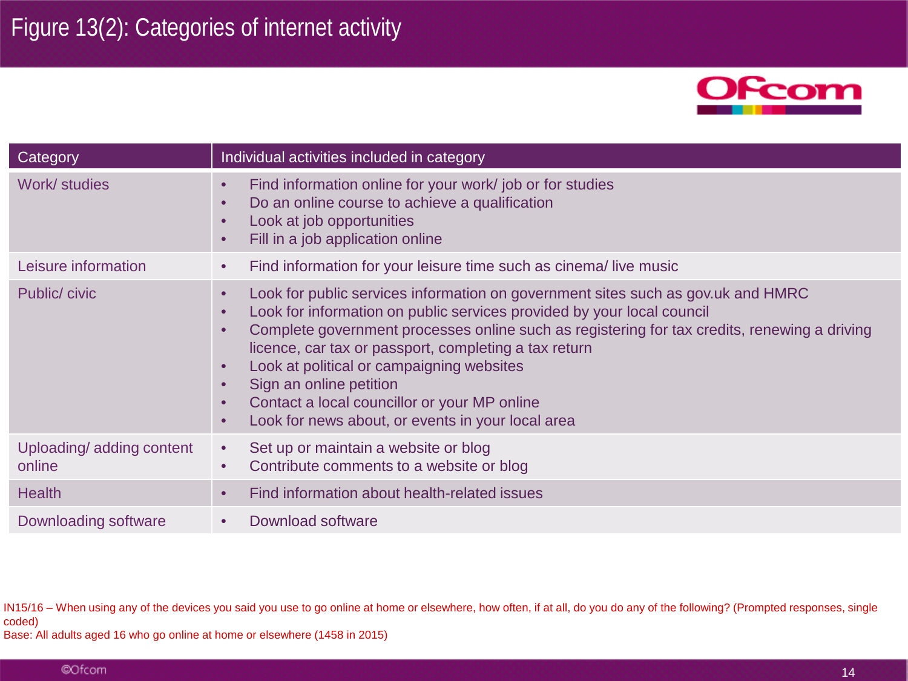# Figure 13(2): Categories of internet activity

| Category | Individual activities included in category |
| --- | --- |
| Work/ studies | • Find information online for your work/ job or for studies<br>• Do an online course to achieve a qualification<br>• Look at job opportunities<br>• Fill in a job application online |
| Leisure information | • Find information for your leisure time such as cinema/ live music |
| Public/ civic | • Look for public services information on government sites such as gov.uk and HMRC<br>• Look for information on public services provided by your local council<br>• Complete government processes online such as registering for tax credits, renewing a driving licence, car tax or passport, completing a tax return<br>• Look at political or campaigning websites<br>• Sign an online petition<br>• Contact a local councillor or your MP online<br>• Look for news about, or events in your local area |
| Uploading/ adding content online | • Set up or maintain a website or blog<br>• Contribute comments to a website or blog |
| Health | • Find information about health-related issues |
| Downloading software | • Download software |

IN15/16 – When using any of the devices you said you use to go online at home or elsewhere, how often, if at all, do you do any of the following? (Prompted responses, single coded)
Base: All adults aged 16 who go online at home or elsewhere (1458 in 2015)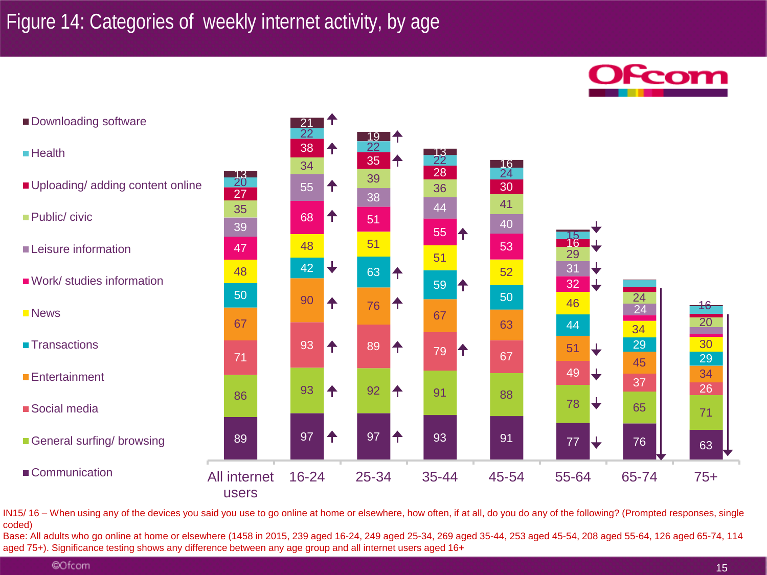# Figure 14: Categories of weekly internet activity, by age

- Downloading software
- Health
- Uploading/ adding content online
- Public/ civic
- Leisure information
- Work/ studies information
- News
- Transactions
- Entertainment
- Social media
- General surfing/ browsing
- Communication

All internet users: 89, 86, 71, 67, 50, 48, 47, 39, 35, 27, 20, 13

16-24: 97, 93, 93, 90, 42, 48, 68, 55, 34, 38, 22, 21

25-34: 97, 92, 89, 76, 63, 51, 51, 38, 39, 35, 22, 19

35-44: 93, 91, 79, 67, 59, 51, 55, 44, 36, 28, 22, 13

45-54: 91, 88, 67, 63, 50, 52, 53, 40, 41, 30, 24, 16

55-64: 77, 78, 49, 51, 44, 46, 32, 31, 29, 16, 15

65-74: 76, 65, 37, 45, 29, 34, 24, 24

75+: 63, 71, 26, 34, 29, 30, 20, 16

IN15/ 16 – When using any of the devices you said you use to go online at home or elsewhere, how often, if at all, do you do any of the following? (Prompted responses, single coded)

Base: All adults who go online at home or elsewhere (1458 in 2015, 239 aged 16-24, 249 aged 25-34, 269 aged 35-44, 253 aged 45-54, 208 aged 55-64, 126 aged 65-74, 114 aged 75+). Significance testing shows any difference between any age group and all internet users aged 16+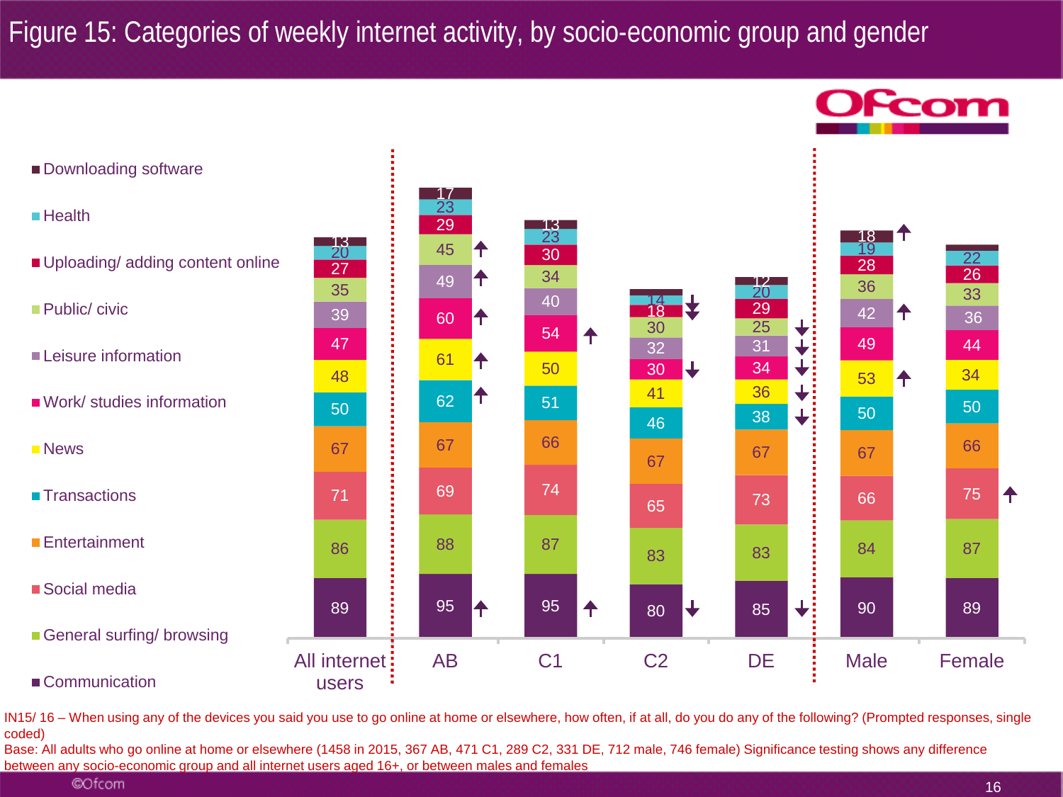# Figure 15: Categories of weekly internet activity, by socio-economic group and gender

- Downloading software
- Health
- Uploading/ adding content online
- Public/ civic
- Leisure information
- Work/ studies information
- News
- Transactions
- Entertainment
- Social media
- General surfing/ browsing
- Communication

All internet users: 89, 86, 71, 67, 50, 48, 47, 39, 35, 27, 20, 13

AB: 95, 88, 69, 67, 62, 61, 60, 49, 45, 29, 23, 17

C1: 95, 87, 74, 66, 51, 50, 54, 40, 34, 30, 23, 13

C2: 80, 83, 65, 67, 46, 41, 30, 32, 30, 18, 14

DE: 85, 83, 73, 67, 38, 36, 34, 31, 25, 29, 20, 12

Male: 90, 84, 66, 67, 50, 53, 49, 42, 36, 28, 19, 18

Female: 89, 87, 75, 66, 50, 34, 44, 36, 33, 26, 22

IN15/ 16 – When using any of the devices you said you use to go online at home or elsewhere, how often, if at all, do you do any of the following? (Prompted responses, single coded)

Base: All adults who go online at home or elsewhere (1458 in 2015, 367 AB, 471 C1, 289 C2, 331 DE, 712 male, 746 female) Significance testing shows any difference between any socio-economic group and all internet users aged 16+, or between males and females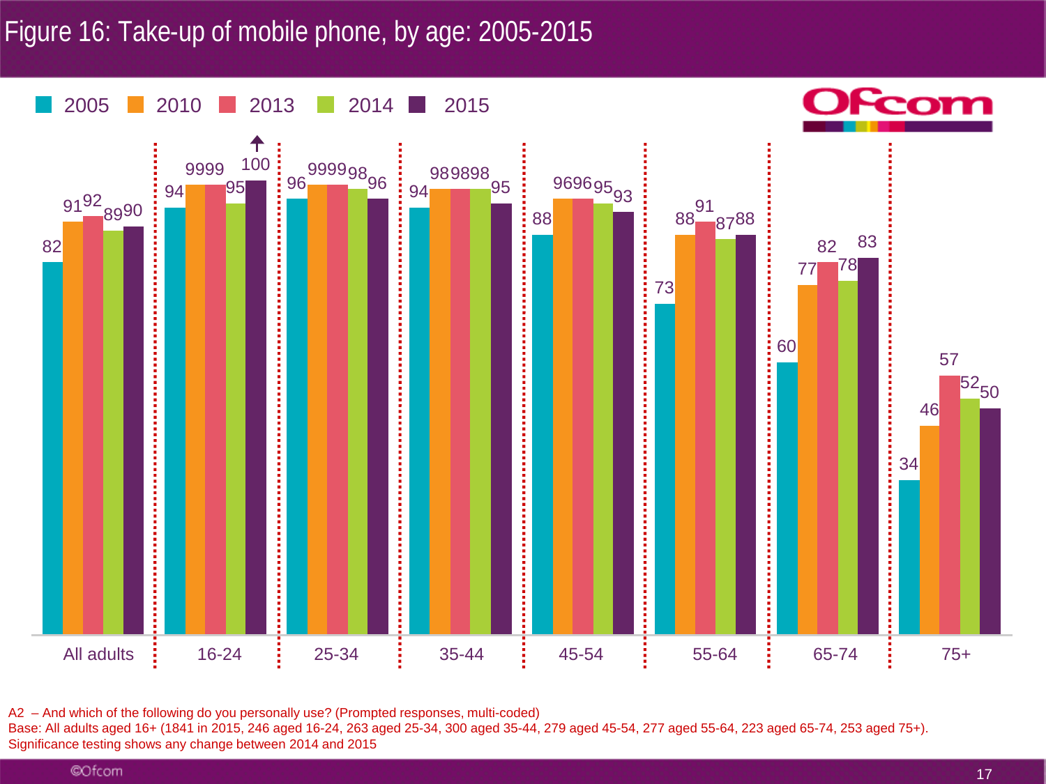# Figure 16: Take-up of mobile phone, by age: 2005-2015

2005 2010 2013 2014 2015

All adults: 82, 91, 92, 89, 90

16-24: 94, 99, 99, 95, 100

25-34: 96, 99, 99, 98, 96

35-44: 94, 98, 98, 98, 95

45-54: 88, 96, 96, 95, 93

55-64: 73, 88, 91, 87, 88

65-74: 60, 77, 82, 78, 83

75+: 34, 46, 57, 52, 50

A2 – And which of the following do you personally use? (Prompted responses, multi-coded)
Base: All adults aged 16+ (1841 in 2015, 246 aged 16-24, 263 aged 25-34, 300 aged 35-44, 279 aged 45-54, 277 aged 55-64, 223 aged 65-74, 253 aged 75+).
Significance testing shows any change between 2014 and 2015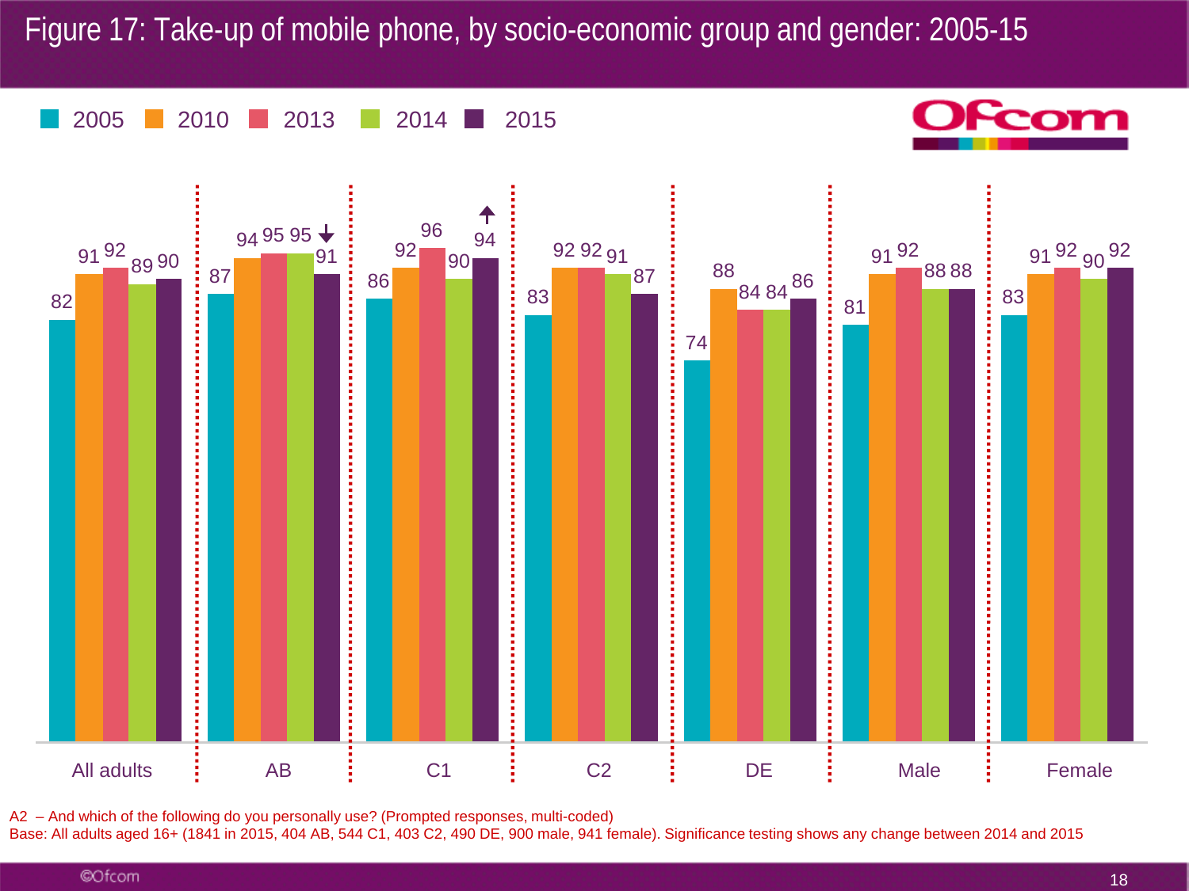# Figure 17: Take-up of mobile phone, by socio-economic group and gender: 2005-15

2005 2010 2013 2014 2015

All adults: 82 91 92 89 90

AB: 87 94 95 95 91

C1: 86 92 96 90 94

C2: 83 92 92 91 87

DE: 74 88 84 84 86

Male: 81 91 92 88 88

Female: 83 91 92 90 92

A2 – And which of the following do you personally use? (Prompted responses, multi-coded)
Base: All adults aged 16+ (1841 in 2015, 404 AB, 544 C1, 403 C2, 490 DE, 900 male, 941 female). Significance testing shows any change between 2014 and 2015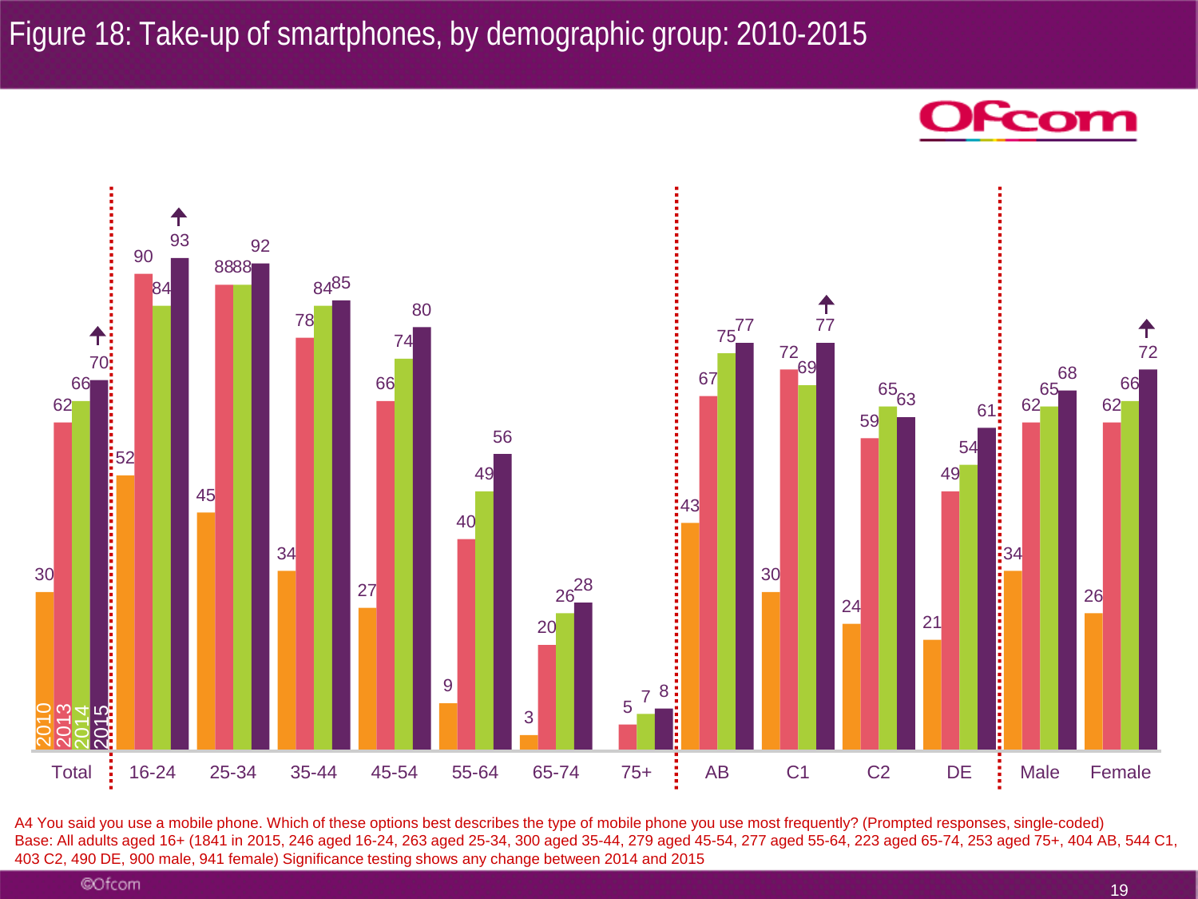# Figure 18: Take-up of smartphones, by demographic group: 2010-2015

| | 2010 | 2013 | 2014 | 2015 |
|---|---|---|---|---|
| Total | 30 | 62 | 66 | 70 ↑ |
| 16-24 | 52 | 90 | 84 | 93 ↑ |
| 25-34 | 45 | 88 | 88 | 92 |
| 35-44 | 34 | 78 | 84 | 85 |
| 45-54 | 27 | 66 | 74 | 80 |
| 55-64 | 9 | 40 | 49 | 56 |
| 65-74 | 3 | 20 | 26 | 28 |
| 75+ | | 5 | 7 | 8 |
| AB | 43 | 67 | 75 | 77 |
| C1 | 30 | 72 | 69 | 77 ↑ |
| C2 | 24 | 59 | 65 | 63 |
| DE | 21 | 49 | 54 | 61 |
| Male | 34 | 62 | 65 | 68 |
| Female | 26 | 62 | 66 | 72 ↑ |

A4 You said you use a mobile phone. Which of these options best describes the type of mobile phone you use most frequently? (Prompted responses, single-coded)
Base: All adults aged 16+ (1841 in 2015, 246 aged 16-24, 263 aged 25-34, 300 aged 35-44, 279 aged 45-54, 277 aged 55-64, 223 aged 65-74, 253 aged 75+, 404 AB, 544 C1, 403 C2, 490 DE, 900 male, 941 female) Significance testing shows any change between 2014 and 2015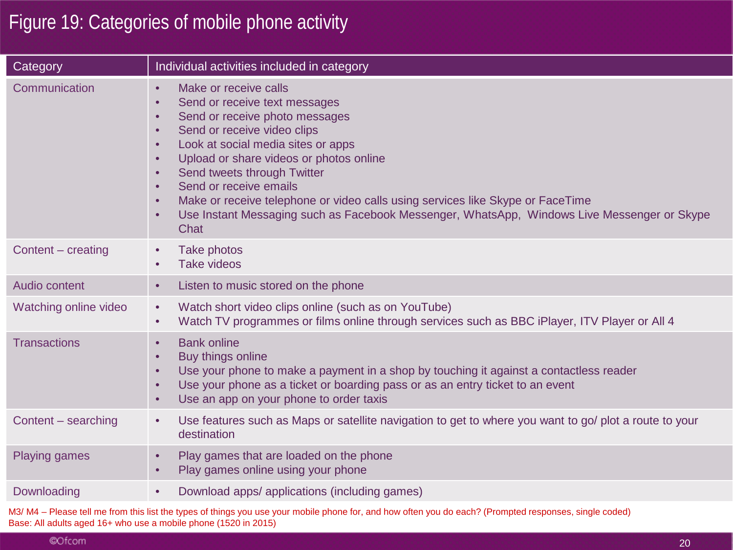# Figure 19: Categories of mobile phone activity

| Category | Individual activities included in category |
|---|---|
| Communication | • Make or receive calls<br>• Send or receive text messages<br>• Send or receive photo messages<br>• Send or receive video clips<br>• Look at social media sites or apps<br>• Upload or share videos or photos online<br>• Send tweets through Twitter<br>• Send or receive emails<br>• Make or receive telephone or video calls using services like Skype or FaceTime<br>• Use Instant Messaging such as Facebook Messenger, WhatsApp, Windows Live Messenger or Skype Chat |
| Content – creating | • Take photos<br>• Take videos |
| Audio content | • Listen to music stored on the phone |
| Watching online video | • Watch short video clips online (such as on YouTube)<br>• Watch TV programmes or films online through services such as BBC iPlayer, ITV Player or All 4 |
| Transactions | • Bank online<br>• Buy things online<br>• Use your phone to make a payment in a shop by touching it against a contactless reader<br>• Use your phone as a ticket or boarding pass or as an entry ticket to an event<br>• Use an app on your phone to order taxis |
| Content – searching | • Use features such as Maps or satellite navigation to get to where you want to go/ plot a route to your destination |
| Playing games | • Play games that are loaded on the phone<br>• Play games online using your phone |
| Downloading | • Download apps/ applications (including games) |

M3/ M4 – Please tell me from this list the types of things you use your mobile phone for, and how often you do each? (Prompted responses, single coded)
Base: All adults aged 16+ who use a mobile phone (1520 in 2015)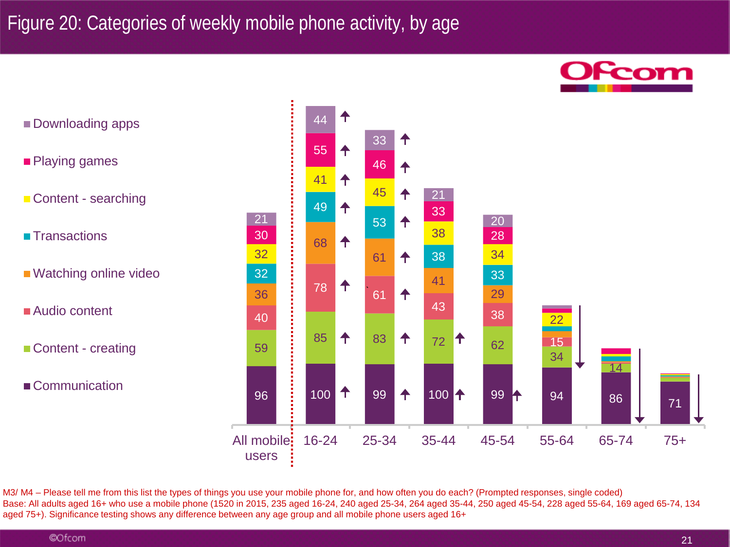# Figure 20: Categories of weekly mobile phone activity, by age

Downloading apps
Playing games
Content - searching
Transactions
Watching online video
Audio content
Content - creating
Communication

All mobile users: 96, 59, 40, 36, 32, 32, 30, 21
16-24: 100, 85, 78, 68, 49, 41, 55, 44
25-34: 99, 83, 61, 61, 53, 45, 46, 33
35-44: 100, 72, 43, 41, 38, 38, 33, 21
45-54: 99, 62, 38, 29, 33, 34, 28, 20
55-64: 94, 34, 15, 22
65-74: 86, 14
75+: 71

M3/ M4 – Please tell me from this list the types of things you use your mobile phone for, and how often you do each? (Prompted responses, single coded)
Base: All adults aged 16+ who use a mobile phone (1520 in 2015, 235 aged 16-24, 240 aged 25-34, 264 aged 35-44, 250 aged 45-54, 228 aged 55-64, 169 aged 65-74, 134 aged 75+). Significance testing shows any difference between any age group and all mobile phone users aged 16+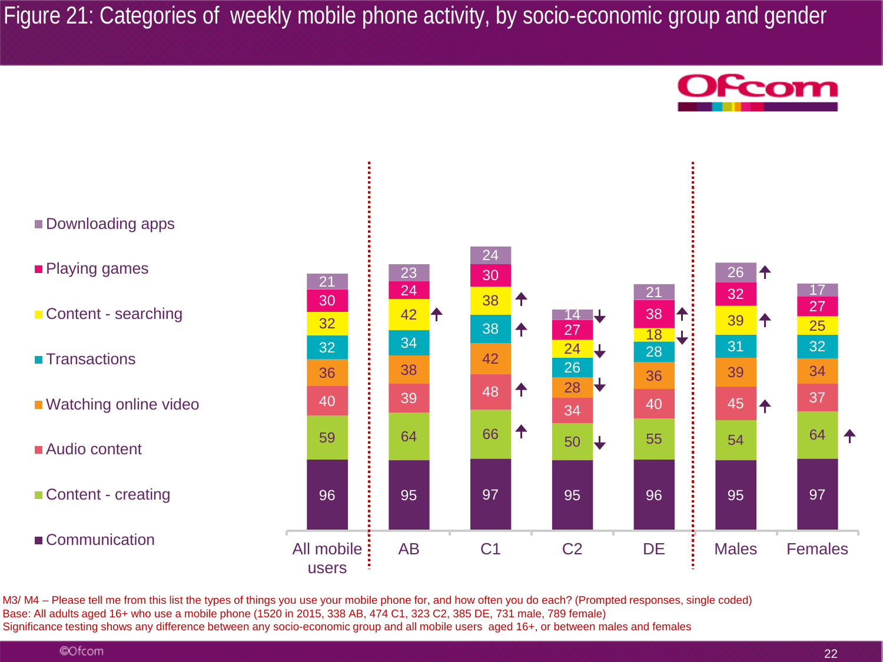# Figure 21: Categories of weekly mobile phone activity, by socio-economic group and gender

Downloading apps
Playing games
Content - searching
Transactions
Watching online video
Audio content
Content - creating
Communication

All mobile users: 96, 59, 40, 36, 32, 32, 30, 21
AB: 95, 64, 39, 38, 34, 42, 24, 23
C1: 97, 66, 48, 42, 38, 38, 30, 24
C2: 95, 50, 34, 28, 26, 24, 27, 14
DE: 96, 55, 40, 36, 28, 18, 38, 21
Males: 95, 54, 45, 39, 31, 39, 32, 26
Females: 97, 64, 37, 34, 32, 25, 27, 17

M3/ M4 – Please tell me from this list the types of things you use your mobile phone for, and how often you do each? (Prompted responses, single coded)
Base: All adults aged 16+ who use a mobile phone (1520 in 2015, 338 AB, 474 C1, 323 C2, 385 DE, 731 male, 789 female)
Significance testing shows any difference between any socio-economic group and all mobile users aged 16+, or between males and females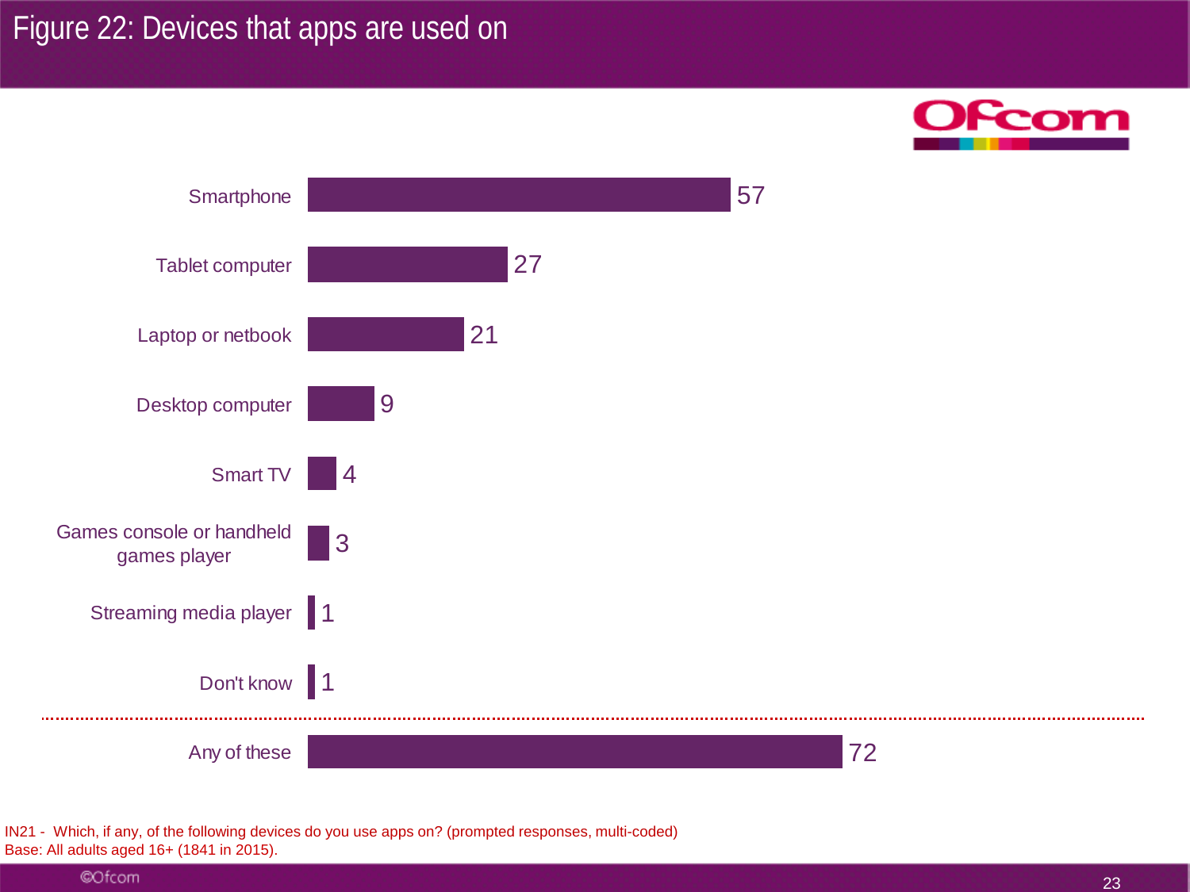# Figure 22: Devices that apps are used on

| Device | % |
|---|---|
| Smartphone | 57 |
| Tablet computer | 27 |
| Laptop or netbook | 21 |
| Desktop computer | 9 |
| Smart TV | 4 |
| Games console or handheld games player | 3 |
| Streaming media player | 1 |
| Don't know | 1 |
| Any of these | 72 |

IN21 - Which, if any, of the following devices do you use apps on? (prompted responses, multi-coded)
Base: All adults aged 16+ (1841 in 2015).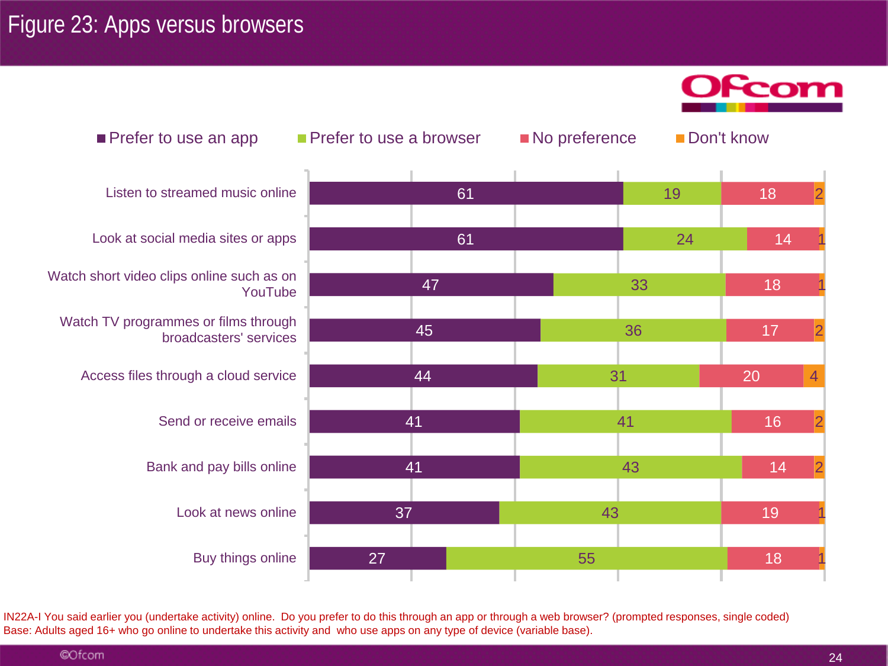# Figure 23: Apps versus browsers

Prefer to use an app | Prefer to use a browser | No preference | Don't know

Listen to streamed music online: 61, 19, 18, 2

Look at social media sites or apps: 61, 24, 14, 1

Watch short video clips online such as on YouTube: 47, 33, 18, 1

Watch TV programmes or films through broadcasters' services: 45, 36, 17, 2

Access files through a cloud service: 44, 31, 20, 4

Send or receive emails: 41, 41, 16, 2

Bank and pay bills online: 41, 43, 14, 2

Look at news online: 37, 43, 19, 1

Buy things online: 27, 55, 18, 1

IN22A-I You said earlier you (undertake activity) online. Do you prefer to do this through an app or through a web browser? (prompted responses, single coded)
Base: Adults aged 16+ who go online to undertake this activity and who use apps on any type of device (variable base).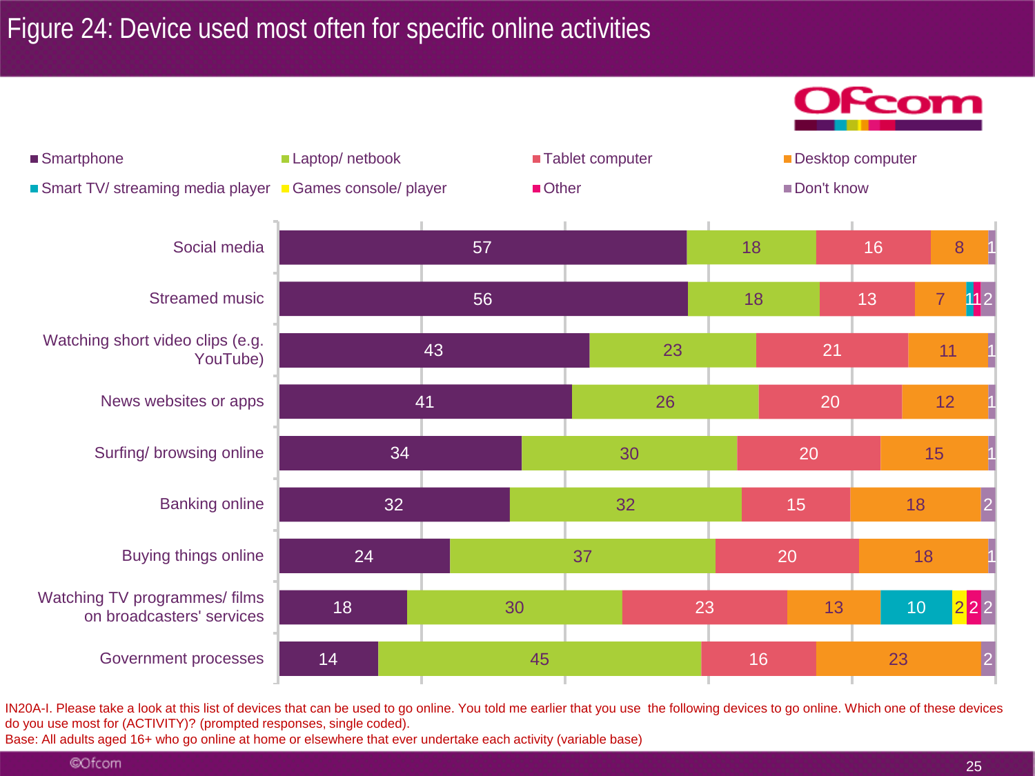# Figure 24: Device used most often for specific online activities

Smartphone
Laptop/ netbook
Tablet computer
Desktop computer
Smart TV/ streaming media player
Games console/ player
Other
Don't know

Social media
57
18
16
8
1

Streamed music
56
18
13
7
1
1
2

Watching short video clips (e.g. YouTube)
43
23
21
11
1

News websites or apps
41
26
20
12
1

Surfing/ browsing online
34
30
20
15
1

Banking online
32
32
15
18
2

Buying things online
24
37
20
18
1

Watching TV programmes/ films on broadcasters' services
18
30
23
13
10
2
2
2

Government processes
14
45
16
23
2

IN20A-I. Please take a look at this list of devices that can be used to go online. You told me earlier that you use the following devices to go online. Which one of these devices do you use most for (ACTIVITY)? (prompted responses, single coded).
Base: All adults aged 16+ who go online at home or elsewhere that ever undertake each activity (variable base)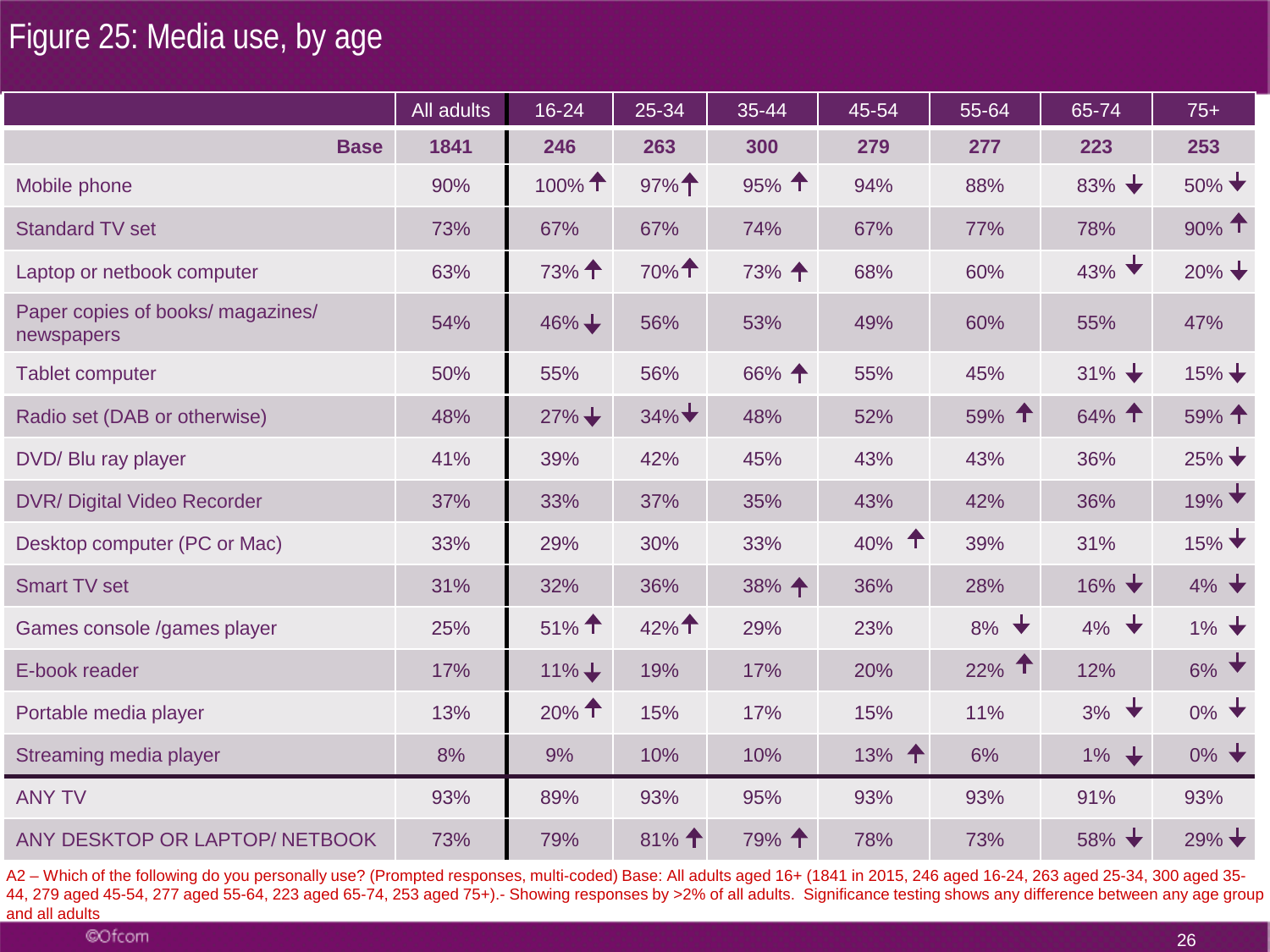# Figure 25: Media use, by age

| | All adults | 16-24 | 25-34 | 35-44 | 45-54 | 55-64 | 65-74 | 75+ |
|---|---|---|---|---|---|---|---|---|
| **Base** | **1841** | **246** | **263** | **300** | **279** | **277** | **223** | **253** |
| Mobile phone | 90% | 100% ↑ | 97% ↑ | 95% ↑ | 94% | 88% | 83% ↓ | 50% ↓ |
| Standard TV set | 73% | 67% | 67% | 74% | 67% | 77% | 78% | 90% ↑ |
| Laptop or netbook computer | 63% | 73% ↑ | 70% ↑ | 73% ↑ | 68% | 60% | 43% ↓ | 20% ↓ |
| Paper copies of books/ magazines/ newspapers | 54% | 46% ↓ | 56% | 53% | 49% | 60% | 55% | 47% |
| Tablet computer | 50% | 55% | 56% | 66% ↑ | 55% | 45% | 31% ↓ | 15% ↓ |
| Radio set (DAB or otherwise) | 48% | 27% ↓ | 34% ↓ | 48% | 52% | 59% ↑ | 64% ↑ | 59% ↑ |
| DVD/ Blu ray player | 41% | 39% | 42% | 45% | 43% | 43% | 36% | 25% ↓ |
| DVR/ Digital Video Recorder | 37% | 33% | 37% | 35% | 43% | 42% | 36% | 19% ↓ |
| Desktop computer (PC or Mac) | 33% | 29% | 30% | 33% | 40% ↑ | 39% | 31% | 15% ↓ |
| Smart TV set | 31% | 32% | 36% | 38% ↑ | 36% | 28% | 16% ↓ | 4% ↓ |
| Games console /games player | 25% | 51% ↑ | 42% ↑ | 29% | 23% | 8% ↓ | 4% ↓ | 1% ↓ |
| E-book reader | 17% | 11% ↓ | 19% | 17% | 20% | 22% ↑ | 12% | 6% ↓ |
| Portable media player | 13% | 20% ↑ | 15% | 17% | 15% | 11% | 3% ↓ | 0% ↓ |
| Streaming media player | 8% | 9% | 10% | 10% | 13% ↑ | 6% | 1% ↓ | 0% ↓ |
| ANY TV | 93% | 89% | 93% | 95% | 93% | 93% | 91% | 93% |
| ANY DESKTOP OR LAPTOP/ NETBOOK | 73% | 79% | 81% ↑ | 79% ↑ | 78% | 73% | 58% ↓ | 29% ↓ |

A2 – Which of the following do you personally use? (Prompted responses, multi-coded) Base: All adults aged 16+ (1841 in 2015, 246 aged 16-24, 263 aged 25-34, 300 aged 35-44, 279 aged 45-54, 277 aged 55-64, 223 aged 65-74, 253 aged 75+).- Showing responses by >2% of all adults. Significance testing shows any difference between any age group and all adults

©Ofcom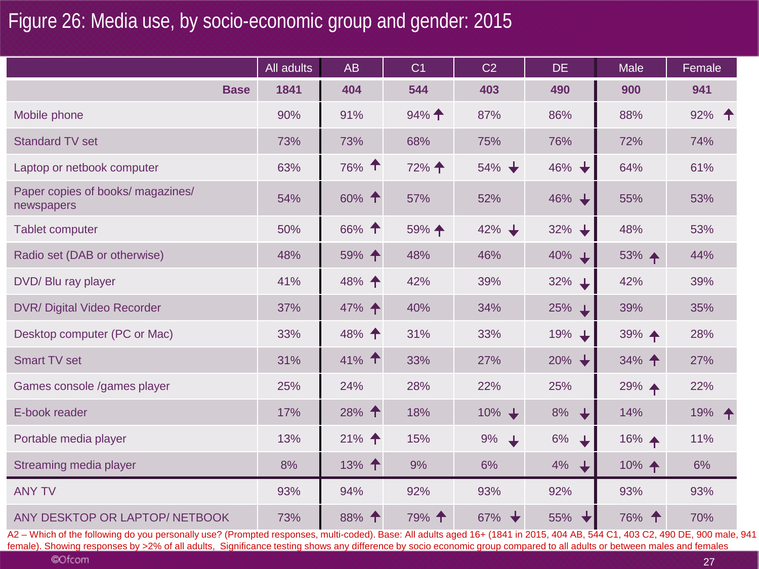# Figure 26: Media use, by socio-economic group and gender: 2015

| | All adults | AB | C1 | C2 | DE | Male | Female |
|---|---|---|---|---|---|---|---|
| **Base** | **1841** | **404** | **544** | **403** | **490** | **900** | **941** |
| Mobile phone | 90% | 91% | 94% ↑ | 87% | 86% | 88% | 92% ↑ |
| Standard TV set | 73% | 73% | 68% | 75% | 76% | 72% | 74% |
| Laptop or netbook computer | 63% | 76% ↑ | 72% ↑ | 54% ↓ | 46% ↓ | 64% | 61% |
| Paper copies of books/ magazines/ newspapers | 54% | 60% ↑ | 57% | 52% | 46% ↓ | 55% | 53% |
| Tablet computer | 50% | 66% ↑ | 59% ↑ | 42% ↓ | 32% ↓ | 48% | 53% |
| Radio set (DAB or otherwise) | 48% | 59% ↑ | 48% | 46% | 40% ↓ | 53% ↑ | 44% |
| DVD/ Blu ray player | 41% | 48% ↑ | 42% | 39% | 32% ↓ | 42% | 39% |
| DVR/ Digital Video Recorder | 37% | 47% ↑ | 40% | 34% | 25% ↓ | 39% | 35% |
| Desktop computer (PC or Mac) | 33% | 48% ↑ | 31% | 33% | 19% ↓ | 39% ↑ | 28% |
| Smart TV set | 31% | 41% ↑ | 33% | 27% | 20% ↓ | 34% ↑ | 27% |
| Games console /games player | 25% | 24% | 28% | 22% | 25% | 29% ↑ | 22% |
| E-book reader | 17% | 28% ↑ | 18% | 10% ↓ | 8% ↓ | 14% | 19% ↑ |
| Portable media player | 13% | 21% ↑ | 15% | 9% ↓ | 6% ↓ | 16% ↑ | 11% |
| Streaming media player | 8% | 13% ↑ | 9% | 6% | 4% ↓ | 10% ↑ | 6% |
| ANY TV | 93% | 94% | 92% | 93% | 92% | 93% | 93% |
| ANY DESKTOP OR LAPTOP/ NETBOOK | 73% | 88% ↑ | 79% ↑ | 67% ↓ | 55% ↓ | 76% ↑ | 70% |

A2 – Which of the following do you personally use? (Prompted responses, multi-coded). Base: All adults aged 16+ (1841 in 2015, 404 AB, 544 C1, 403 C2, 490 DE, 900 male, 941 female). Showing responses by >2% of all adults, Significance testing shows any difference by socio economic group compared to all adults or between males and females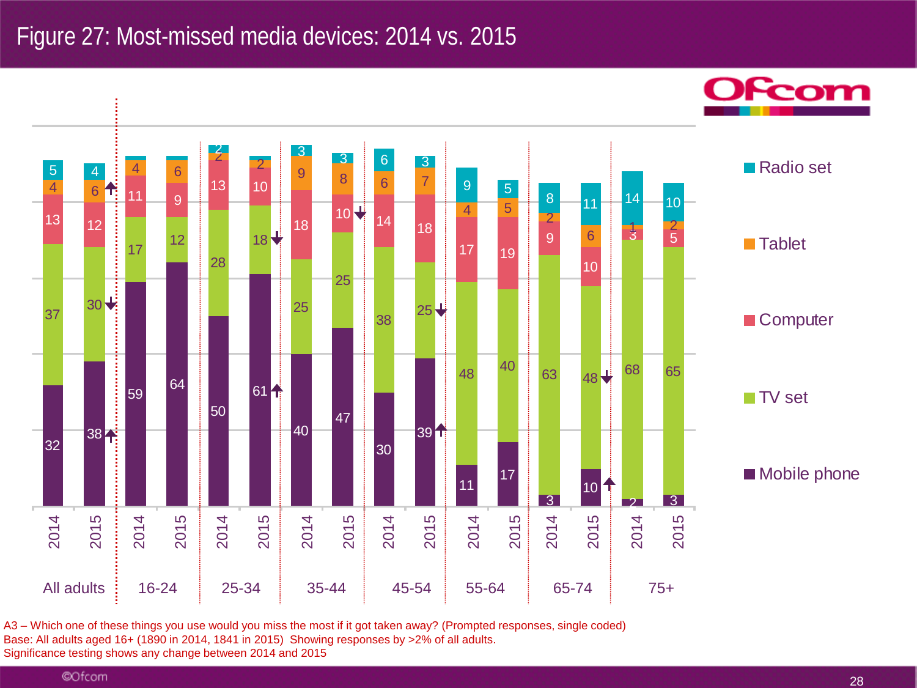# Figure 27: Most-missed media devices: 2014 vs. 2015

Radio set
Tablet
Computer
TV set
Mobile phone

All adults: 2014 — 32, 37, 13, 4, 5; 2015 — 38, 30, 12, 6, 4
16-24: 2014 — 59, 17, 11, 4; 2015 — 64, 12, 9, 6
25-34: 2014 — 50, 28, 13, 2, 2; 2015 — 61, 18, 10, 2
35-44: 2014 — 40, 25, 18, 9, 3; 2015 — 47, 25, 10, 8, 3
45-54: 2014 — 30, 38, 14, 6, 6; 2015 — 39, 25, 18, 7, 3
55-64: 2014 — 11, 48, 17, 4, 9; 2015 — 17, 40, 19, 5, 5
65-74: 2014 — 3, 63, 9, 2, 8; 2015 — 10, 48, 10, 6, 11
75+: 2014 — 2, 68, 3, 1, 14; 2015 — 3, 65, 5, 2, 10

A3 – Which one of these things you use would you miss the most if it got taken away? (Prompted responses, single coded)
Base: All adults aged 16+ (1890 in 2014, 1841 in 2015) Showing responses by >2% of all adults.
Significance testing shows any change between 2014 and 2015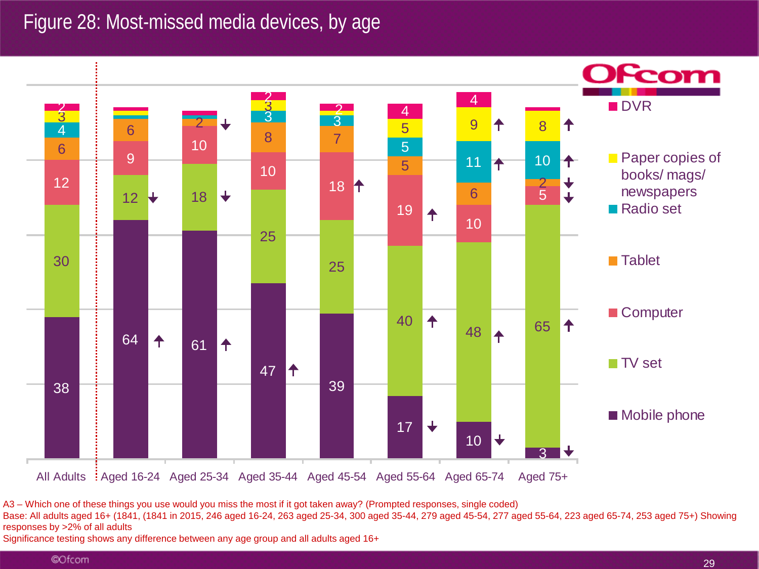# Figure 28: Most-missed media devices, by age

DVR
Paper copies of books/ mags/ newspapers
Radio set
Tablet
Computer
TV set
Mobile phone

All Adults: 38, 30, 12, 6, 4, 3, 2
Aged 16-24: 64, 12, 9, 6
Aged 25-34: 61, 18, 10, 2
Aged 35-44: 47, 25, 10, 8, 3, 3, 2
Aged 45-54: 39, 25, 18, 7, 3, 2
Aged 55-64: 17, 40, 19, 5, 5, 5, 4
Aged 65-74: 10, 48, 10, 6, 11, 9, 4
Aged 75+: 3, 65, 5, 2, 10, 8

A3 – Which one of these things you use would you miss the most if it got taken away? (Prompted responses, single coded)
Base: All adults aged 16+ (1841, (1841 in 2015, 246 aged 16-24, 263 aged 25-34, 300 aged 35-44, 279 aged 45-54, 277 aged 55-64, 223 aged 65-74, 253 aged 75+) Showing responses by >2% of all adults
Significance testing shows any difference between any age group and all adults aged 16+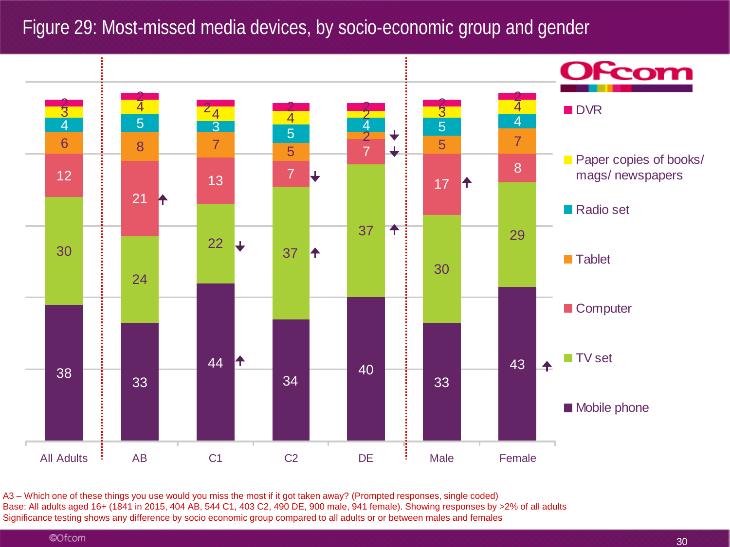# Figure 29: Most-missed media devices, by socio-economic group and gender

DVR
Paper copies of books/ mags/ newspapers
Radio set
Tablet
Computer
TV set
Mobile phone

All Adults: 38, 30, 12, 6, 4, 3, 2
AB: 33, 24, 21, 8, 5, 4, 2
C1: 44, 22, 13, 7, 3, 4, 2
C2: 34, 37, 7, 5, 5, 4, 2
DE: 40, 37, 7, 2, 4, 2, 2
Male: 33, 30, 17, 5, 5, 3, 2
Female: 43, 29, 8, 7, 4, 4, 2

A3 – Which one of these things you use would you miss the most if it got taken away? (Prompted responses, single coded)
Base: All adults aged 16+ (1841 in 2015, 404 AB, 544 C1, 403 C2, 490 DE, 900 male, 941 female). Showing responses by >2% of all adults
Significance testing shows any difference by socio economic group compared to all adults or or between males and females